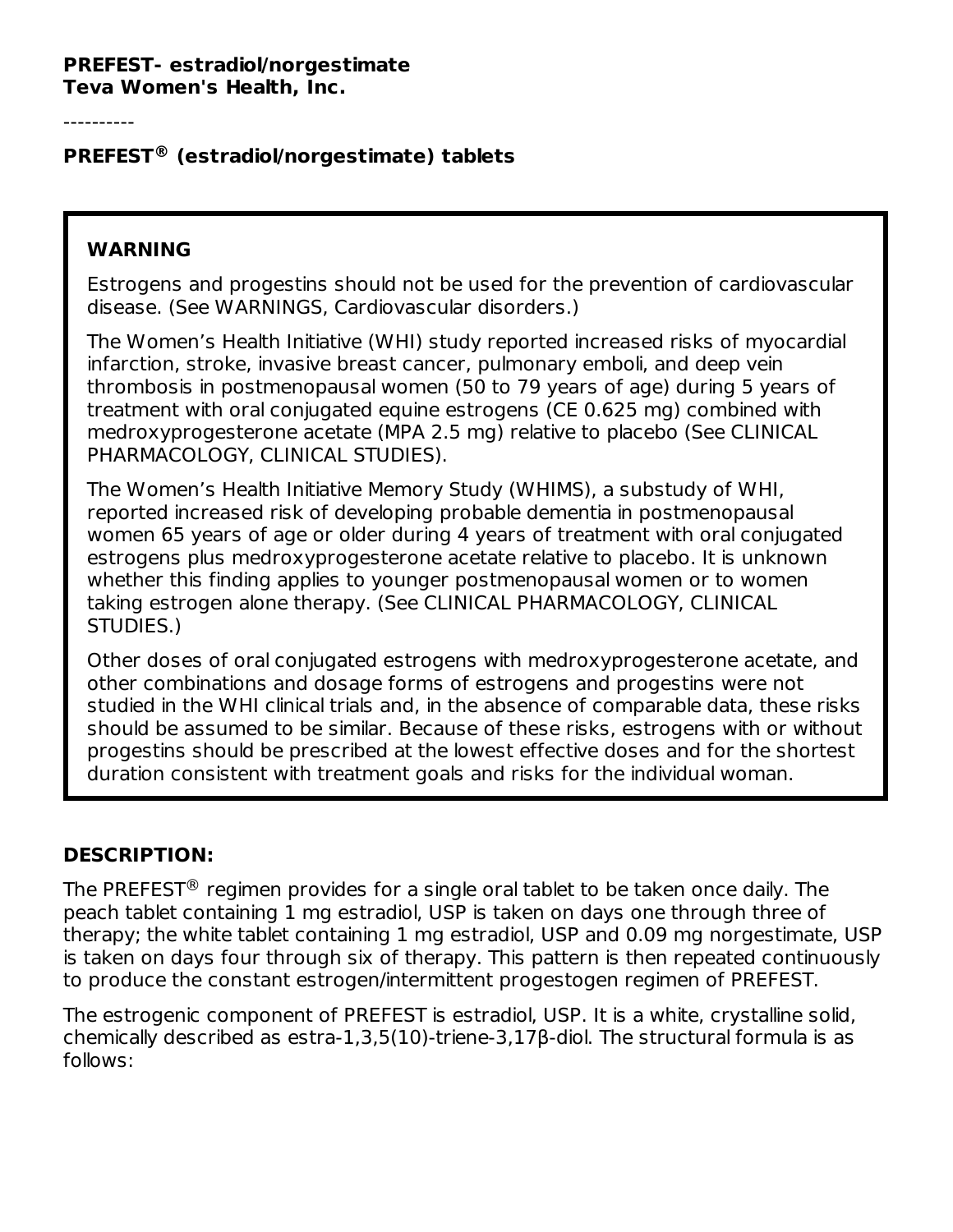**PREFEST- estradiol/norgestimate**
**Teva Women's Health, Inc.**

----------

**PREFEST® (estradiol/norgestimate) tablets**

> **WARNING**
>
> Estrogens and progestins should not be used for the prevention of cardiovascular disease. (See WARNINGS, Cardiovascular disorders.)
>
> The Women's Health Initiative (WHI) study reported increased risks of myocardial infarction, stroke, invasive breast cancer, pulmonary emboli, and deep vein thrombosis in postmenopausal women (50 to 79 years of age) during 5 years of treatment with oral conjugated equine estrogens (CE 0.625 mg) combined with medroxyprogesterone acetate (MPA 2.5 mg) relative to placebo (See CLINICAL PHARMACOLOGY, CLINICAL STUDIES).
>
> The Women's Health Initiative Memory Study (WHIMS), a substudy of WHI, reported increased risk of developing probable dementia in postmenopausal women 65 years of age or older during 4 years of treatment with oral conjugated estrogens plus medroxyprogesterone acetate relative to placebo. It is unknown whether this finding applies to younger postmenopausal women or to women taking estrogen alone therapy. (See CLINICAL PHARMACOLOGY, CLINICAL STUDIES.)
>
> Other doses of oral conjugated estrogens with medroxyprogesterone acetate, and other combinations and dosage forms of estrogens and progestins were not studied in the WHI clinical trials and, in the absence of comparable data, these risks should be assumed to be similar. Because of these risks, estrogens with or without progestins should be prescribed at the lowest effective doses and for the shortest duration consistent with treatment goals and risks for the individual woman.

## DESCRIPTION:

The PREFEST® regimen provides for a single oral tablet to be taken once daily. The peach tablet containing 1 mg estradiol, USP is taken on days one through three of therapy; the white tablet containing 1 mg estradiol, USP and 0.09 mg norgestimate, USP is taken on days four through six of therapy. This pattern is then repeated continuously to produce the constant estrogen/intermittent progestogen regimen of PREFEST.

The estrogenic component of PREFEST is estradiol, USP. It is a white, crystalline solid, chemically described as estra-1,3,5(10)-triene-3,17β-diol. The structural formula is as follows: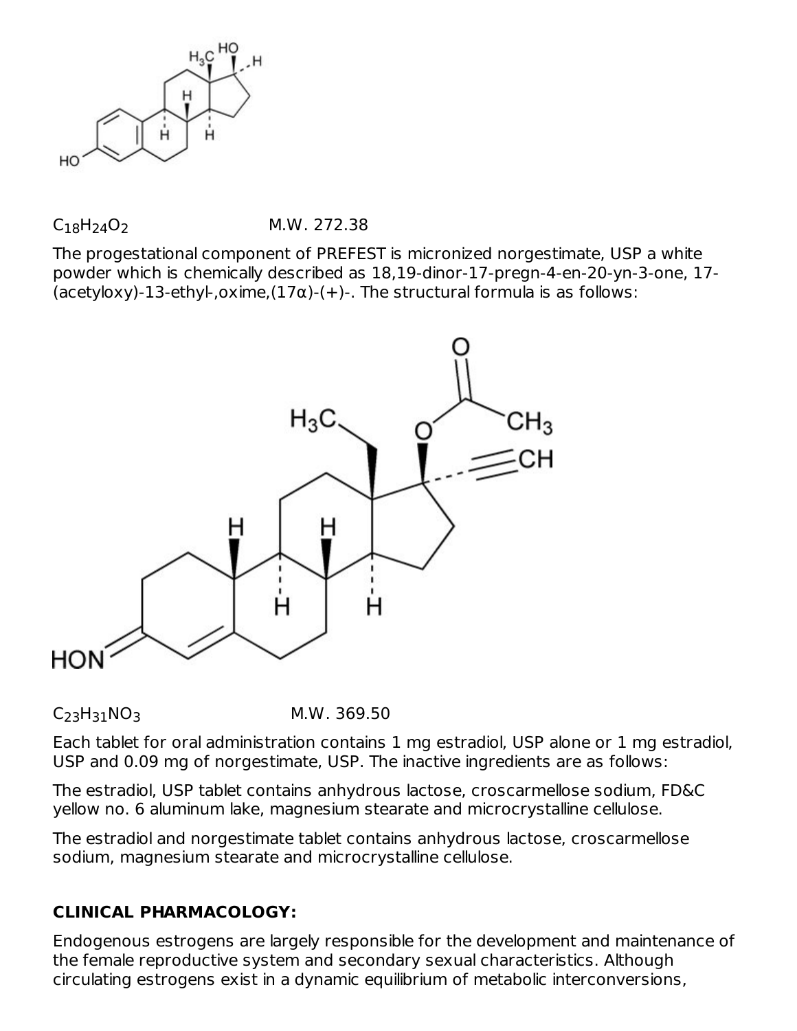$C_{18}H_{24}O_2$ M.W. 272.38

The progestational component of PREFEST is micronized norgestimate, USP a white powder which is chemically described as 18,19-dinor-17-pregn-4-en-20-yn-3-one, 17-(acetyloxy)-13-ethyl-,oxime,(17α)-(+)-. The structural formula is as follows:

$C_{23}H_{31}NO_3$ M.W. 369.50

Each tablet for oral administration contains 1 mg estradiol, USP alone or 1 mg estradiol, USP and 0.09 mg of norgestimate, USP. The inactive ingredients are as follows:

The estradiol, USP tablet contains anhydrous lactose, croscarmellose sodium, FD&C yellow no. 6 aluminum lake, magnesium stearate and microcrystalline cellulose.

The estradiol and norgestimate tablet contains anhydrous lactose, croscarmellose sodium, magnesium stearate and microcrystalline cellulose.

**CLINICAL PHARMACOLOGY:**

Endogenous estrogens are largely responsible for the development and maintenance of the female reproductive system and secondary sexual characteristics. Although circulating estrogens exist in a dynamic equilibrium of metabolic interconversions,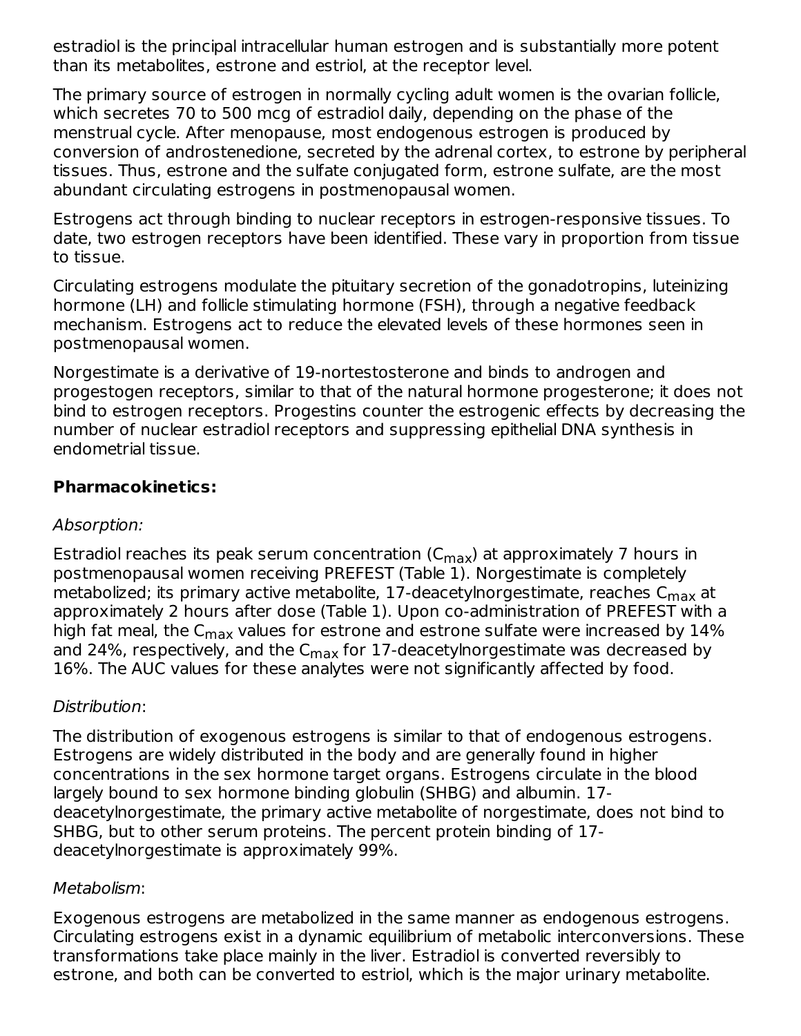estradiol is the principal intracellular human estrogen and is substantially more potent than its metabolites, estrone and estriol, at the receptor level.

The primary source of estrogen in normally cycling adult women is the ovarian follicle, which secretes 70 to 500 mcg of estradiol daily, depending on the phase of the menstrual cycle. After menopause, most endogenous estrogen is produced by conversion of androstenedione, secreted by the adrenal cortex, to estrone by peripheral tissues. Thus, estrone and the sulfate conjugated form, estrone sulfate, are the most abundant circulating estrogens in postmenopausal women.

Estrogens act through binding to nuclear receptors in estrogen-responsive tissues. To date, two estrogen receptors have been identified. These vary in proportion from tissue to tissue.

Circulating estrogens modulate the pituitary secretion of the gonadotropins, luteinizing hormone (LH) and follicle stimulating hormone (FSH), through a negative feedback mechanism. Estrogens act to reduce the elevated levels of these hormones seen in postmenopausal women.

Norgestimate is a derivative of 19-nortestosterone and binds to androgen and progestogen receptors, similar to that of the natural hormone progesterone; it does not bind to estrogen receptors. Progestins counter the estrogenic effects by decreasing the number of nuclear estradiol receptors and suppressing epithelial DNA synthesis in endometrial tissue.

**Pharmacokinetics:**

*Absorption:*

Estradiol reaches its peak serum concentration ($C_{max}$) at approximately 7 hours in postmenopausal women receiving PREFEST (Table 1). Norgestimate is completely metabolized; its primary active metabolite, 17-deacetylnorgestimate, reaches $C_{max}$ at approximately 2 hours after dose (Table 1). Upon co-administration of PREFEST with a high fat meal, the $C_{max}$ values for estrone and estrone sulfate were increased by 14% and 24%, respectively, and the $C_{max}$ for 17-deacetylnorgestimate was decreased by 16%. The AUC values for these analytes were not significantly affected by food.

*Distribution*:

The distribution of exogenous estrogens is similar to that of endogenous estrogens. Estrogens are widely distributed in the body and are generally found in higher concentrations in the sex hormone target organs. Estrogens circulate in the blood largely bound to sex hormone binding globulin (SHBG) and albumin. 17-deacetylnorgestimate, the primary active metabolite of norgestimate, does not bind to SHBG, but to other serum proteins. The percent protein binding of 17-deacetylnorgestimate is approximately 99%.

*Metabolism*:

Exogenous estrogens are metabolized in the same manner as endogenous estrogens. Circulating estrogens exist in a dynamic equilibrium of metabolic interconversions. These transformations take place mainly in the liver. Estradiol is converted reversibly to estrone, and both can be converted to estriol, which is the major urinary metabolite.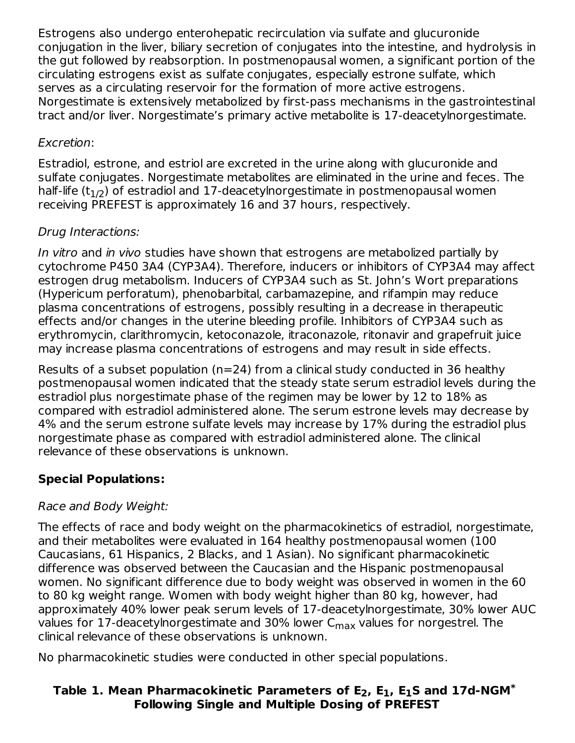Estrogens also undergo enterohepatic recirculation via sulfate and glucuronide conjugation in the liver, biliary secretion of conjugates into the intestine, and hydrolysis in the gut followed by reabsorption. In postmenopausal women, a significant portion of the circulating estrogens exist as sulfate conjugates, especially estrone sulfate, which serves as a circulating reservoir for the formation of more active estrogens. Norgestimate is extensively metabolized by first-pass mechanisms in the gastrointestinal tract and/or liver. Norgestimate's primary active metabolite is 17-deacetylnorgestimate.

*Excretion*:

Estradiol, estrone, and estriol are excreted in the urine along with glucuronide and sulfate conjugates. Norgestimate metabolites are eliminated in the urine and feces. The half-life ($t_{1/2}$) of estradiol and 17-deacetylnorgestimate in postmenopausal women receiving PREFEST is approximately 16 and 37 hours, respectively.

*Drug Interactions:*

*In vitro* and *in vivo* studies have shown that estrogens are metabolized partially by cytochrome P450 3A4 (CYP3A4). Therefore, inducers or inhibitors of CYP3A4 may affect estrogen drug metabolism. Inducers of CYP3A4 such as St. John's Wort preparations (Hypericum perforatum), phenobarbital, carbamazepine, and rifampin may reduce plasma concentrations of estrogens, possibly resulting in a decrease in therapeutic effects and/or changes in the uterine bleeding profile. Inhibitors of CYP3A4 such as erythromycin, clarithromycin, ketoconazole, itraconazole, ritonavir and grapefruit juice may increase plasma concentrations of estrogens and may result in side effects.

Results of a subset population (n=24) from a clinical study conducted in 36 healthy postmenopausal women indicated that the steady state serum estradiol levels during the estradiol plus norgestimate phase of the regimen may be lower by 12 to 18% as compared with estradiol administered alone. The serum estrone levels may decrease by 4% and the serum estrone sulfate levels may increase by 17% during the estradiol plus norgestimate phase as compared with estradiol administered alone. The clinical relevance of these observations is unknown.

**Special Populations:**

*Race and Body Weight:*

The effects of race and body weight on the pharmacokinetics of estradiol, norgestimate, and their metabolites were evaluated in 164 healthy postmenopausal women (100 Caucasians, 61 Hispanics, 2 Blacks, and 1 Asian). No significant pharmacokinetic difference was observed between the Caucasian and the Hispanic postmenopausal women. No significant difference due to body weight was observed in women in the 60 to 80 kg weight range. Women with body weight higher than 80 kg, however, had approximately 40% lower peak serum levels of 17-deacetylnorgestimate, 30% lower AUC values for 17-deacetylnorgestimate and 30% lower $C_{max}$ values for norgestrel. The clinical relevance of these observations is unknown.

No pharmacokinetic studies were conducted in other special populations.

**Table 1. Mean Pharmacokinetic Parameters of $E_2$, $E_1$, $E_1S$ and 17d-NGM[*] Following Single and Multiple Dosing of PREFEST**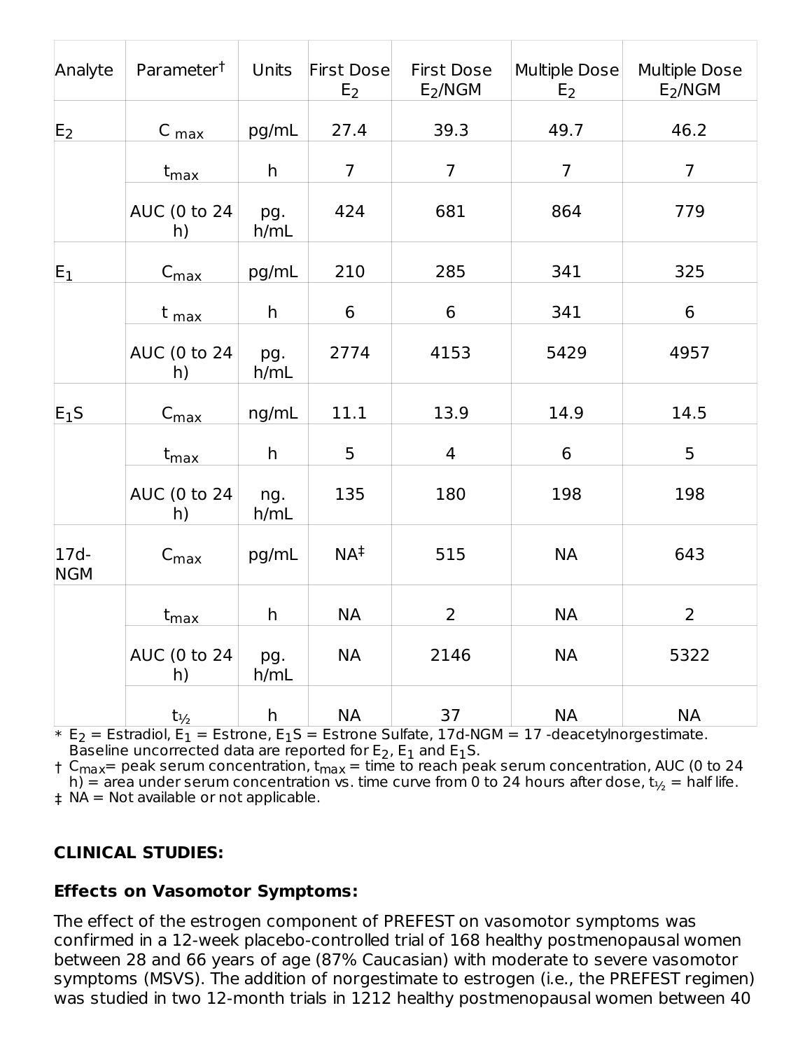| Analyte | Parameter† | Units | First Dose $E_2$ | First Dose $E_2$/NGM | Multiple Dose $E_2$ | Multiple Dose $E_2$/NGM |
|---|---|---|---|---|---|---|
| $E_2$ | $C_{max}$ | pg/mL | 27.4 | 39.3 | 49.7 | 46.2 |
| | $t_{max}$ | h | 7 | 7 | 7 | 7 |
| | AUC (0 to 24 h) | pg. h/mL | 424 | 681 | 864 | 779 |
| $E_1$ | $C_{max}$ | pg/mL | 210 | 285 | 341 | 325 |
| | $t_{max}$ | h | 6 | 6 | 341 | 6 |
| | AUC (0 to 24 h) | pg. h/mL | 2774 | 4153 | 5429 | 4957 |
| $E_1S$ | $C_{max}$ | ng/mL | 11.1 | 13.9 | 14.9 | 14.5 |
| | $t_{max}$ | h | 5 | 4 | 6 | 5 |
| | AUC (0 to 24 h) | ng. h/mL | 135 | 180 | 198 | 198 |
| 17d-NGM | $C_{max}$ | pg/mL | NA‡ | 515 | NA | 643 |
| | $t_{max}$ | h | NA | 2 | NA | 2 |
| | AUC (0 to 24 h) | pg. h/mL | NA | 2146 | NA | 5322 |
| | $t_{½}$ | h | NA | 37 | NA | NA |

\* $E_2$ = Estradiol, $E_1$ = Estrone, $E_1S$ = Estrone Sulfate, 17d-NGM = 17 -deacetylnorgestimate. Baseline uncorrected data are reported for $E_2$, $E_1$ and $E_1S$.

† $C_{max}$= peak serum concentration, $t_{max}$ = time to reach peak serum concentration, AUC (0 to 24 h) = area under serum concentration vs. time curve from 0 to 24 hours after dose, $t_{½}$ = half life.

‡ NA = Not available or not applicable.

**CLINICAL STUDIES:**

**Effects on Vasomotor Symptoms:**

The effect of the estrogen component of PREFEST on vasomotor symptoms was confirmed in a 12-week placebo-controlled trial of 168 healthy postmenopausal women between 28 and 66 years of age (87% Caucasian) with moderate to severe vasomotor symptoms (MSVS). The addition of norgestimate to estrogen (i.e., the PREFEST regimen) was studied in two 12-month trials in 1212 healthy postmenopausal women between 40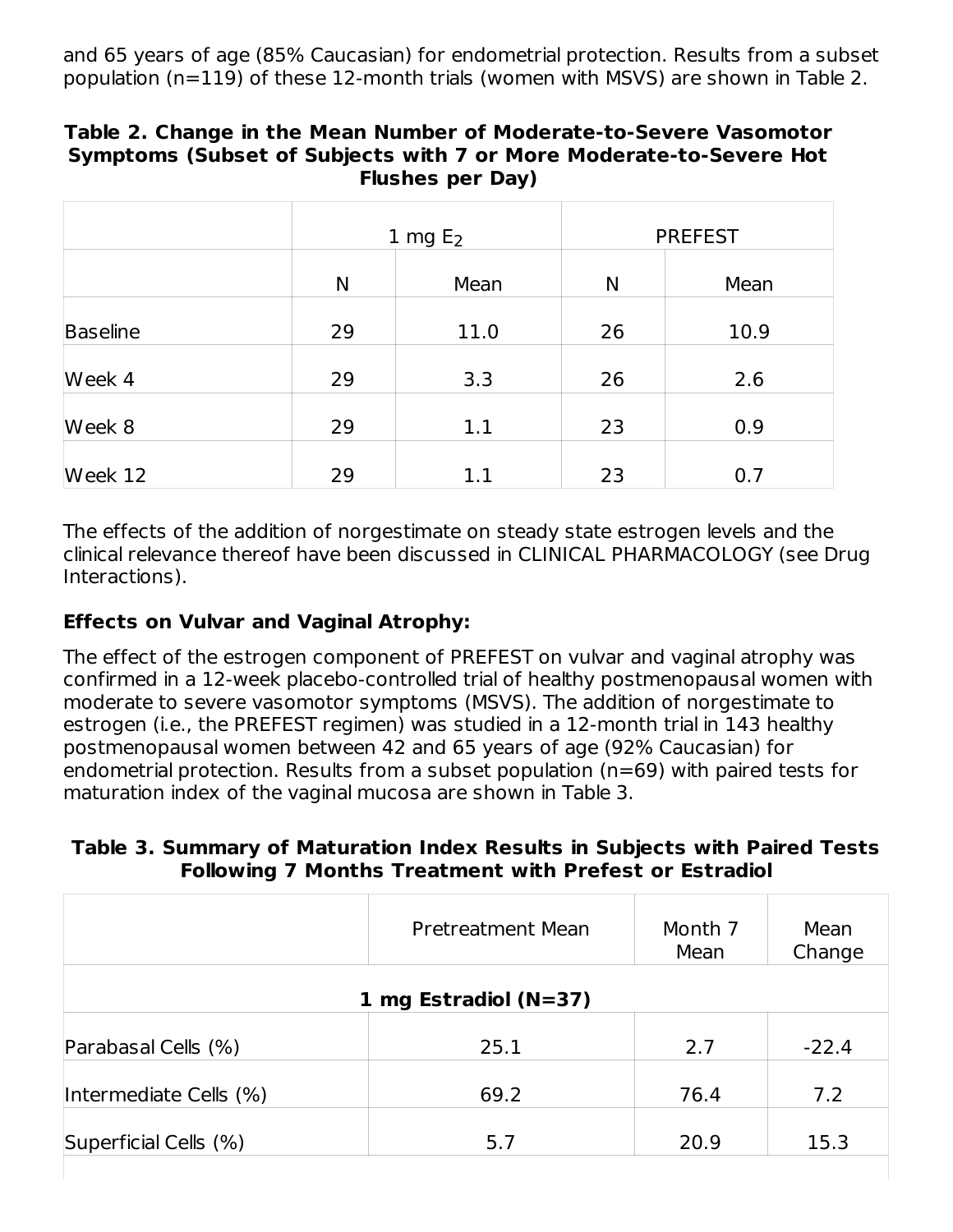and 65 years of age (85% Caucasian) for endometrial protection. Results from a subset population (n=119) of these 12-month trials (women with MSVS) are shown in Table 2.

**Table 2. Change in the Mean Number of Moderate-to-Severe Vasomotor Symptoms (Subset of Subjects with 7 or More Moderate-to-Severe Hot Flushes per Day)**

| | 1 mg $E_2$ | | PREFEST | |
|---|---|---|---|---|
| | N | Mean | N | Mean |
| Baseline | 29 | 11.0 | 26 | 10.9 |
| Week 4 | 29 | 3.3 | 26 | 2.6 |
| Week 8 | 29 | 1.1 | 23 | 0.9 |
| Week 12 | 29 | 1.1 | 23 | 0.7 |

The effects of the addition of norgestimate on steady state estrogen levels and the clinical relevance thereof have been discussed in CLINICAL PHARMACOLOGY (see Drug Interactions).

**Effects on Vulvar and Vaginal Atrophy:**

The effect of the estrogen component of PREFEST on vulvar and vaginal atrophy was confirmed in a 12-week placebo-controlled trial of healthy postmenopausal women with moderate to severe vasomotor symptoms (MSVS). The addition of norgestimate to estrogen (i.e., the PREFEST regimen) was studied in a 12-month trial in 143 healthy postmenopausal women between 42 and 65 years of age (92% Caucasian) for endometrial protection. Results from a subset population (n=69) with paired tests for maturation index of the vaginal mucosa are shown in Table 3.

**Table 3. Summary of Maturation Index Results in Subjects with Paired Tests Following 7 Months Treatment with Prefest or Estradiol**

| | Pretreatment Mean | Month 7 Mean | Mean Change |
|---|---|---|---|
| **1 mg Estradiol (N=37)** | | | |
| Parabasal Cells (%) | 25.1 | 2.7 | -22.4 |
| Intermediate Cells (%) | 69.2 | 76.4 | 7.2 |
| Superficial Cells (%) | 5.7 | 20.9 | 15.3 |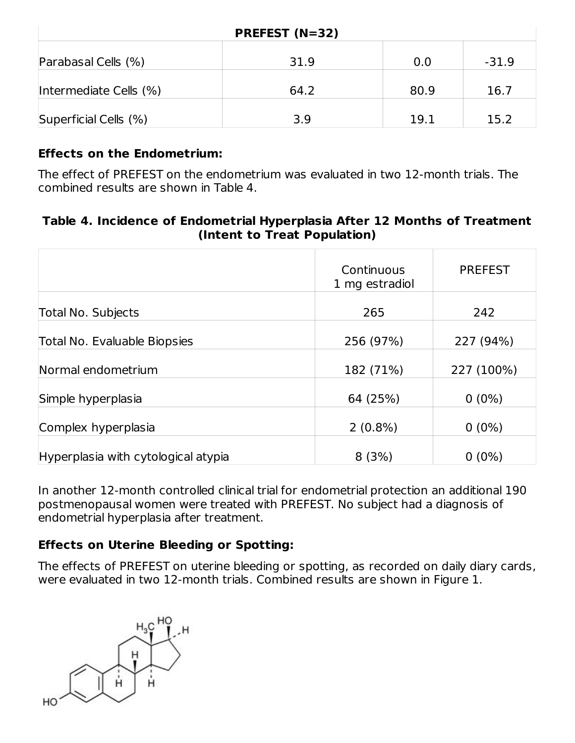| PREFEST (N=32) | | | |
| --- | --- | --- | --- |
| Parabasal Cells (%) | 31.9 | 0.0 | -31.9 |
| Intermediate Cells (%) | 64.2 | 80.9 | 16.7 |
| Superficial Cells (%) | 3.9 | 19.1 | 15.2 |

**Effects on the Endometrium:**

The effect of PREFEST on the endometrium was evaluated in two 12-month trials. The combined results are shown in Table 4.

**Table 4. Incidence of Endometrial Hyperplasia After 12 Months of Treatment (Intent to Treat Population)**

| | Continuous 1 mg estradiol | PREFEST |
| --- | --- | --- |
| Total No. Subjects | 265 | 242 |
| Total No. Evaluable Biopsies | 256 (97%) | 227 (94%) |
| Normal endometrium | 182 (71%) | 227 (100%) |
| Simple hyperplasia | 64 (25%) | 0 (0%) |
| Complex hyperplasia | 2 (0.8%) | 0 (0%) |
| Hyperplasia with cytological atypia | 8 (3%) | 0 (0%) |

In another 12-month controlled clinical trial for endometrial protection an additional 190 postmenopausal women were treated with PREFEST. No subject had a diagnosis of endometrial hyperplasia after treatment.

**Effects on Uterine Bleeding or Spotting:**

The effects of PREFEST on uterine bleeding or spotting, as recorded on daily diary cards, were evaluated in two 12-month trials. Combined results are shown in Figure 1.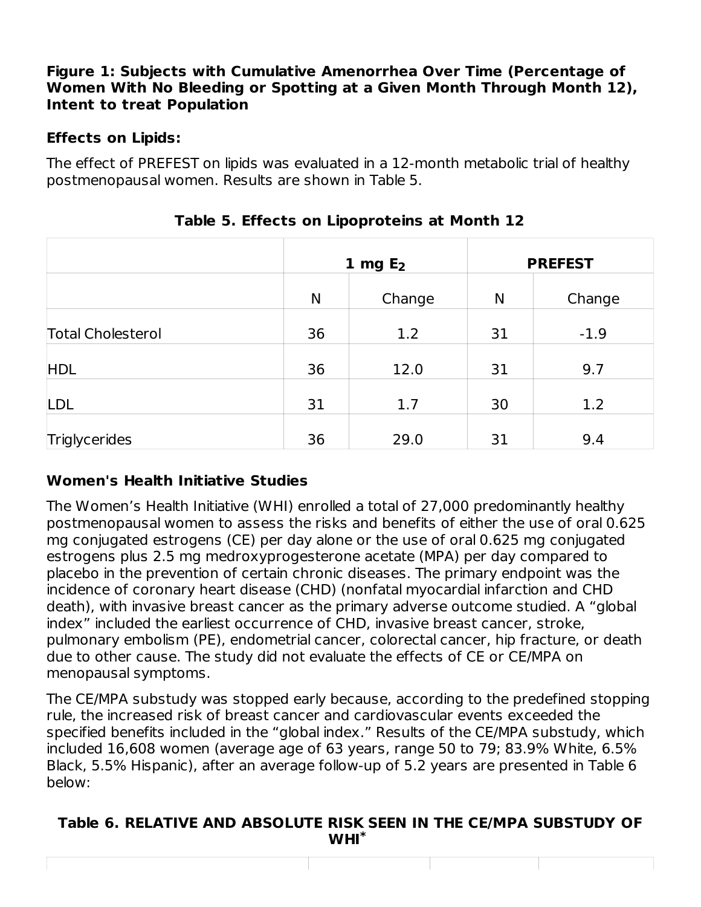**Figure 1: Subjects with Cumulative Amenorrhea Over Time (Percentage of Women With No Bleeding or Spotting at a Given Month Through Month 12), Intent to treat Population**

**Effects on Lipids:**

The effect of PREFEST on lipids was evaluated in a 12-month metabolic trial of healthy postmenopausal women. Results are shown in Table 5.

**Table 5. Effects on Lipoproteins at Month 12**

| | 1 mg $E_2$ | | PREFEST | |
|---|---|---|---|---|
| | N | Change | N | Change |
| Total Cholesterol | 36 | 1.2 | 31 | -1.9 |
| HDL | 36 | 12.0 | 31 | 9.7 |
| LDL | 31 | 1.7 | 30 | 1.2 |
| Triglycerides | 36 | 29.0 | 31 | 9.4 |

**Women's Health Initiative Studies**

The Women's Health Initiative (WHI) enrolled a total of 27,000 predominantly healthy postmenopausal women to assess the risks and benefits of either the use of oral 0.625 mg conjugated estrogens (CE) per day alone or the use of oral 0.625 mg conjugated estrogens plus 2.5 mg medroxyprogesterone acetate (MPA) per day compared to placebo in the prevention of certain chronic diseases. The primary endpoint was the incidence of coronary heart disease (CHD) (nonfatal myocardial infarction and CHD death), with invasive breast cancer as the primary adverse outcome studied. A "global index" included the earliest occurrence of CHD, invasive breast cancer, stroke, pulmonary embolism (PE), endometrial cancer, colorectal cancer, hip fracture, or death due to other cause. The study did not evaluate the effects of CE or CE/MPA on menopausal symptoms.

The CE/MPA substudy was stopped early because, according to the predefined stopping rule, the increased risk of breast cancer and cardiovascular events exceeded the specified benefits included in the "global index." Results of the CE/MPA substudy, which included 16,608 women (average age of 63 years, range 50 to 79; 83.9% White, 6.5% Black, 5.5% Hispanic), after an average follow-up of 5.2 years are presented in Table 6 below:

**Table 6. RELATIVE AND ABSOLUTE RISK SEEN IN THE CE/MPA SUBSTUDY OF WHI***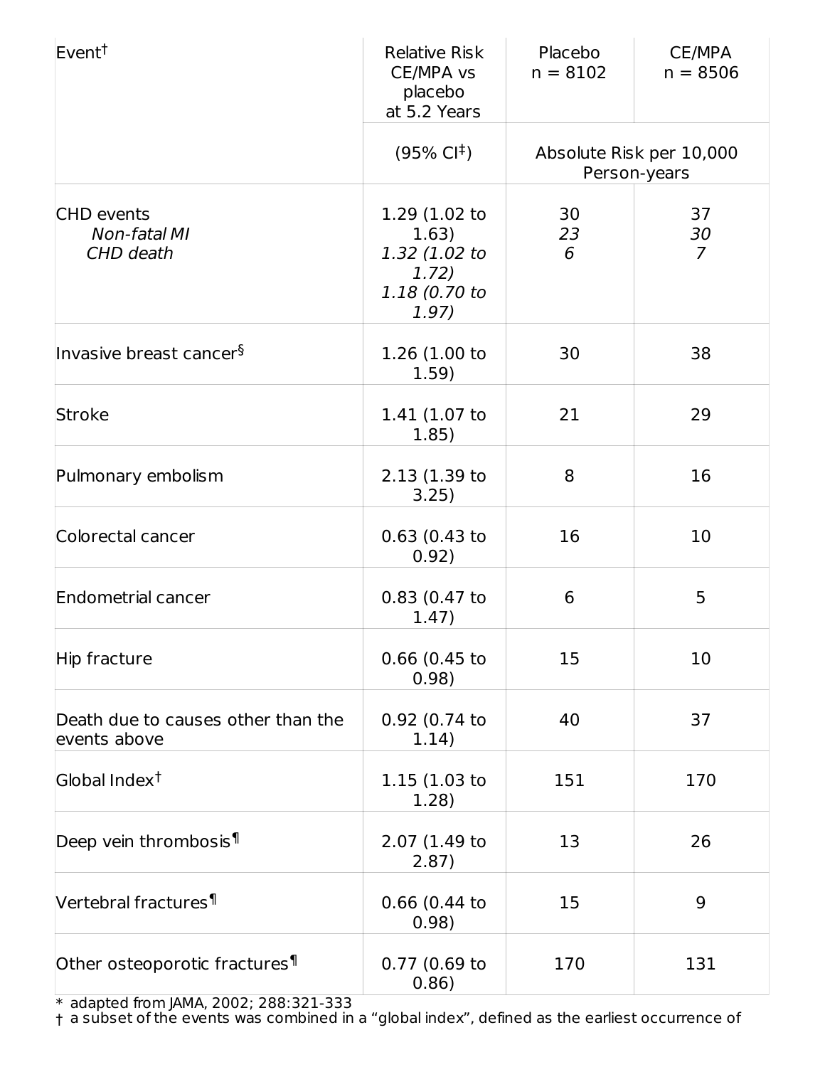| Event[†] | Relative Risk CE/MPA vs placebo at 5.2 Years | Placebo n = 8102 | CE/MPA n = 8506 |
|---|---|---|---|
| | (95% CI[‡]) | Absolute Risk per 10,000 Person-years | |
| CHD events | 1.29 (1.02 to 1.63) | 30 | 37 |
| *Non-fatal MI* | *1.32 (1.02 to 1.72)* | *23* | *30* |
| *CHD death* | *1.18 (0.70 to 1.97)* | *6* | *7* |
| Invasive breast cancer[§] | 1.26 (1.00 to 1.59) | 30 | 38 |
| Stroke | 1.41 (1.07 to 1.85) | 21 | 29 |
| Pulmonary embolism | 2.13 (1.39 to 3.25) | 8 | 16 |
| Colorectal cancer | 0.63 (0.43 to 0.92) | 16 | 10 |
| Endometrial cancer | 0.83 (0.47 to 1.47) | 6 | 5 |
| Hip fracture | 0.66 (0.45 to 0.98) | 15 | 10 |
| Death due to causes other than the events above | 0.92 (0.74 to 1.14) | 40 | 37 |
| Global Index[†] | 1.15 (1.03 to 1.28) | 151 | 170 |
| Deep vein thrombosis[¶] | 2.07 (1.49 to 2.87) | 13 | 26 |
| Vertebral fractures[¶] | 0.66 (0.44 to 0.98) | 15 | 9 |
| Other osteoporotic fractures[¶] | 0.77 (0.69 to 0.86) | 170 | 131 |

\* adapted from JAMA, 2002; 288:321-333

† a subset of the events was combined in a "global index", defined as the earliest occurrence of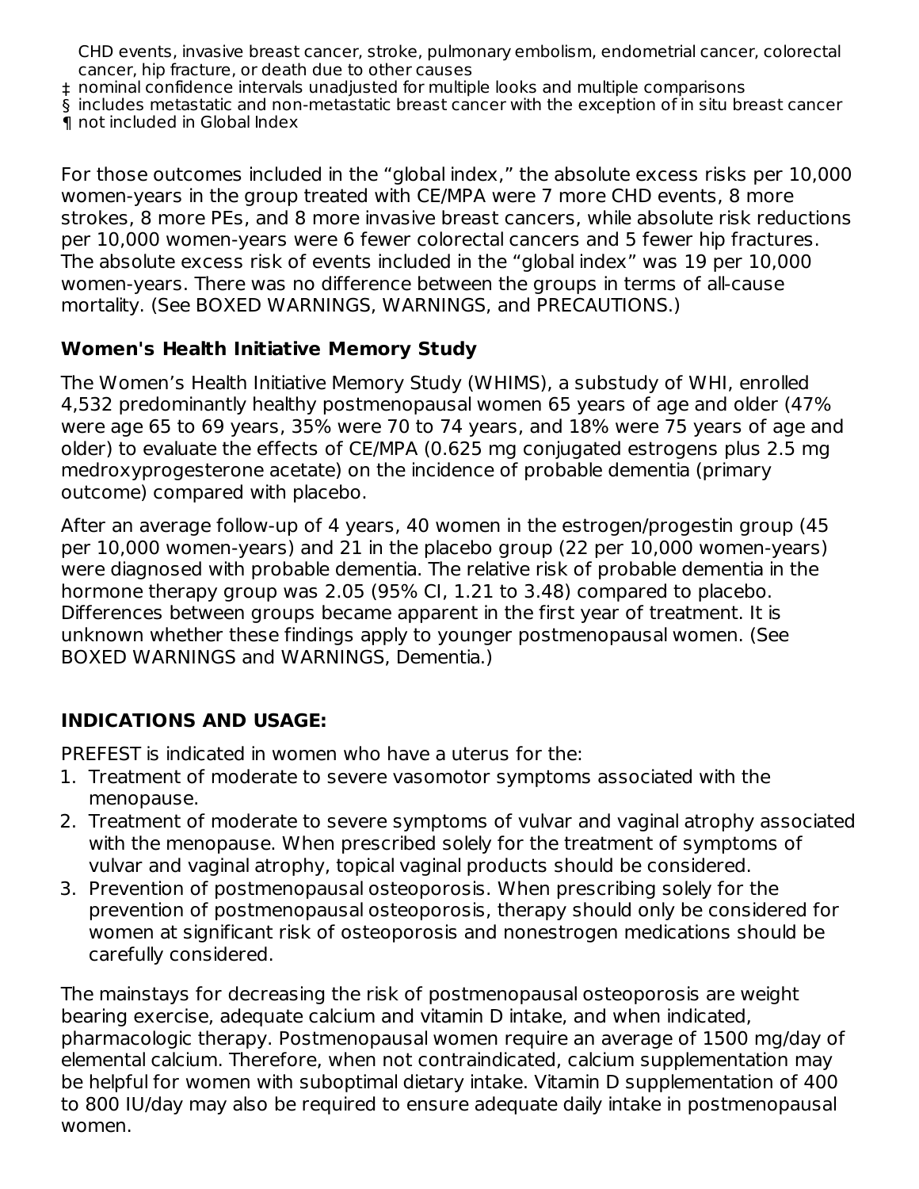CHD events, invasive breast cancer, stroke, pulmonary embolism, endometrial cancer, colorectal cancer, hip fracture, or death due to other causes

‡ nominal confidence intervals unadjusted for multiple looks and multiple comparisons

§ includes metastatic and non-metastatic breast cancer with the exception of in situ breast cancer

¶ not included in Global Index

For those outcomes included in the "global index," the absolute excess risks per 10,000 women-years in the group treated with CE/MPA were 7 more CHD events, 8 more strokes, 8 more PEs, and 8 more invasive breast cancers, while absolute risk reductions per 10,000 women-years were 6 fewer colorectal cancers and 5 fewer hip fractures. The absolute excess risk of events included in the "global index" was 19 per 10,000 women-years. There was no difference between the groups in terms of all-cause mortality. (See BOXED WARNINGS, WARNINGS, and PRECAUTIONS.)

### Women's Health Initiative Memory Study

The Women's Health Initiative Memory Study (WHIMS), a substudy of WHI, enrolled 4,532 predominantly healthy postmenopausal women 65 years of age and older (47% were age 65 to 69 years, 35% were 70 to 74 years, and 18% were 75 years of age and older) to evaluate the effects of CE/MPA (0.625 mg conjugated estrogens plus 2.5 mg medroxyprogesterone acetate) on the incidence of probable dementia (primary outcome) compared with placebo.

After an average follow-up of 4 years, 40 women in the estrogen/progestin group (45 per 10,000 women-years) and 21 in the placebo group (22 per 10,000 women-years) were diagnosed with probable dementia. The relative risk of probable dementia in the hormone therapy group was 2.05 (95% CI, 1.21 to 3.48) compared to placebo. Differences between groups became apparent in the first year of treatment. It is unknown whether these findings apply to younger postmenopausal women. (See BOXED WARNINGS and WARNINGS, Dementia.)

## INDICATIONS AND USAGE:

PREFEST is indicated in women who have a uterus for the:

1. Treatment of moderate to severe vasomotor symptoms associated with the menopause.
2. Treatment of moderate to severe symptoms of vulvar and vaginal atrophy associated with the menopause. When prescribed solely for the treatment of symptoms of vulvar and vaginal atrophy, topical vaginal products should be considered.
3. Prevention of postmenopausal osteoporosis. When prescribing solely for the prevention of postmenopausal osteoporosis, therapy should only be considered for women at significant risk of osteoporosis and nonestrogen medications should be carefully considered.

The mainstays for decreasing the risk of postmenopausal osteoporosis are weight bearing exercise, adequate calcium and vitamin D intake, and when indicated, pharmacologic therapy. Postmenopausal women require an average of 1500 mg/day of elemental calcium. Therefore, when not contraindicated, calcium supplementation may be helpful for women with suboptimal dietary intake. Vitamin D supplementation of 400 to 800 IU/day may also be required to ensure adequate daily intake in postmenopausal women.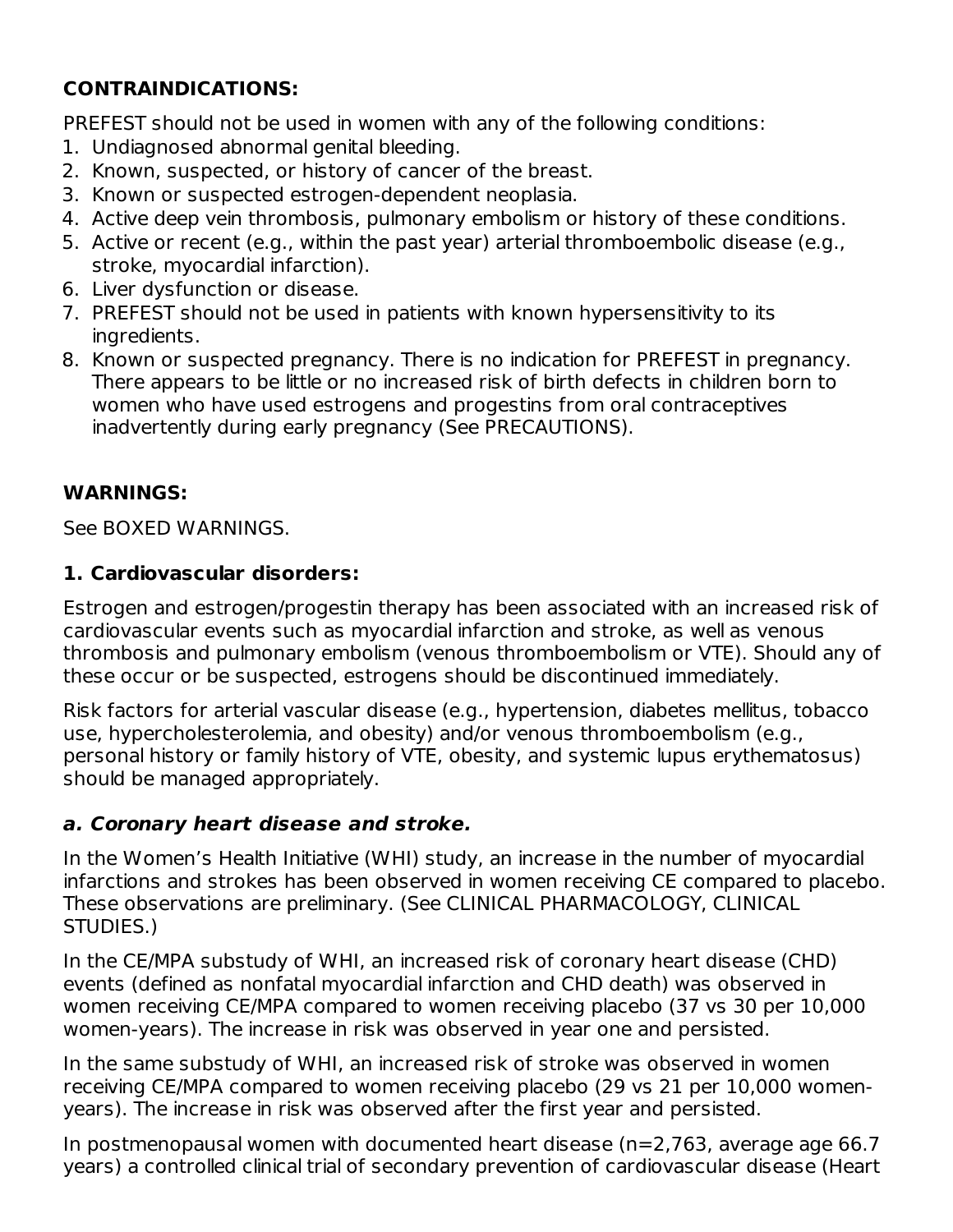**CONTRAINDICATIONS:**

PREFEST should not be used in women with any of the following conditions:

1. Undiagnosed abnormal genital bleeding.
2. Known, suspected, or history of cancer of the breast.
3. Known or suspected estrogen-dependent neoplasia.
4. Active deep vein thrombosis, pulmonary embolism or history of these conditions.
5. Active or recent (e.g., within the past year) arterial thromboembolic disease (e.g., stroke, myocardial infarction).
6. Liver dysfunction or disease.
7. PREFEST should not be used in patients with known hypersensitivity to its ingredients.
8. Known or suspected pregnancy. There is no indication for PREFEST in pregnancy. There appears to be little or no increased risk of birth defects in children born to women who have used estrogens and progestins from oral contraceptives inadvertently during early pregnancy (See PRECAUTIONS).

**WARNINGS:**

See BOXED WARNINGS.

**1. Cardiovascular disorders:**

Estrogen and estrogen/progestin therapy has been associated with an increased risk of cardiovascular events such as myocardial infarction and stroke, as well as venous thrombosis and pulmonary embolism (venous thromboembolism or VTE). Should any of these occur or be suspected, estrogens should be discontinued immediately.

Risk factors for arterial vascular disease (e.g., hypertension, diabetes mellitus, tobacco use, hypercholesterolemia, and obesity) and/or venous thromboembolism (e.g., personal history or family history of VTE, obesity, and systemic lupus erythematosus) should be managed appropriately.

***a. Coronary heart disease and stroke.***

In the Women's Health Initiative (WHI) study, an increase in the number of myocardial infarctions and strokes has been observed in women receiving CE compared to placebo. These observations are preliminary. (See CLINICAL PHARMACOLOGY, CLINICAL STUDIES.)

In the CE/MPA substudy of WHI, an increased risk of coronary heart disease (CHD) events (defined as nonfatal myocardial infarction and CHD death) was observed in women receiving CE/MPA compared to women receiving placebo (37 vs 30 per 10,000 women-years). The increase in risk was observed in year one and persisted.

In the same substudy of WHI, an increased risk of stroke was observed in women receiving CE/MPA compared to women receiving placebo (29 vs 21 per 10,000 women-years). The increase in risk was observed after the first year and persisted.

In postmenopausal women with documented heart disease (n=2,763, average age 66.7 years) a controlled clinical trial of secondary prevention of cardiovascular disease (Heart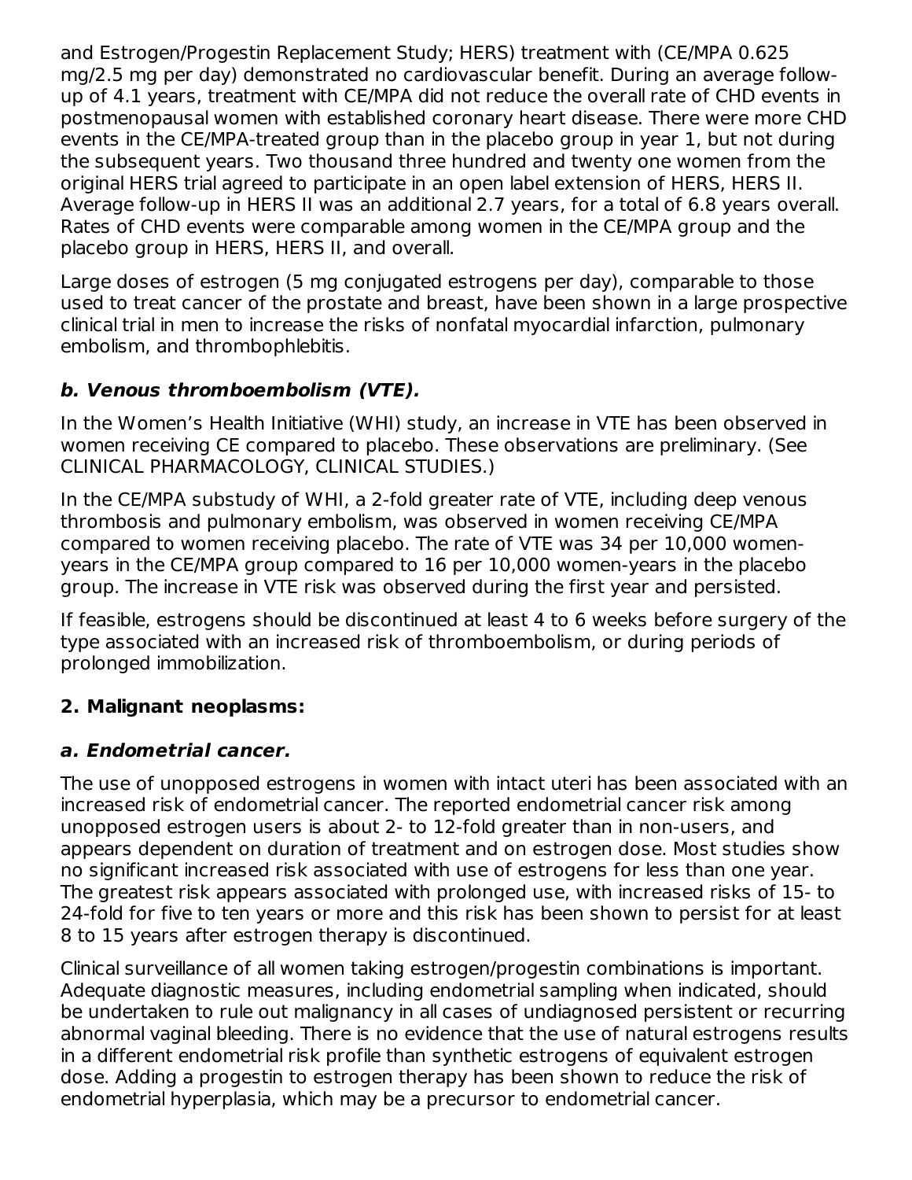and Estrogen/Progestin Replacement Study; HERS) treatment with (CE/MPA 0.625 mg/2.5 mg per day) demonstrated no cardiovascular benefit. During an average follow-up of 4.1 years, treatment with CE/MPA did not reduce the overall rate of CHD events in postmenopausal women with established coronary heart disease. There were more CHD events in the CE/MPA-treated group than in the placebo group in year 1, but not during the subsequent years. Two thousand three hundred and twenty one women from the original HERS trial agreed to participate in an open label extension of HERS, HERS II. Average follow-up in HERS II was an additional 2.7 years, for a total of 6.8 years overall. Rates of CHD events were comparable among women in the CE/MPA group and the placebo group in HERS, HERS II, and overall.

Large doses of estrogen (5 mg conjugated estrogens per day), comparable to those used to treat cancer of the prostate and breast, have been shown in a large prospective clinical trial in men to increase the risks of nonfatal myocardial infarction, pulmonary embolism, and thrombophlebitis.

***b. Venous thromboembolism (VTE).***

In the Women's Health Initiative (WHI) study, an increase in VTE has been observed in women receiving CE compared to placebo. These observations are preliminary. (See CLINICAL PHARMACOLOGY, CLINICAL STUDIES.)

In the CE/MPA substudy of WHI, a 2-fold greater rate of VTE, including deep venous thrombosis and pulmonary embolism, was observed in women receiving CE/MPA compared to women receiving placebo. The rate of VTE was 34 per 10,000 women-years in the CE/MPA group compared to 16 per 10,000 women-years in the placebo group. The increase in VTE risk was observed during the first year and persisted.

If feasible, estrogens should be discontinued at least 4 to 6 weeks before surgery of the type associated with an increased risk of thromboembolism, or during periods of prolonged immobilization.

**2. Malignant neoplasms:**

***a. Endometrial cancer.***

The use of unopposed estrogens in women with intact uteri has been associated with an increased risk of endometrial cancer. The reported endometrial cancer risk among unopposed estrogen users is about 2- to 12-fold greater than in non-users, and appears dependent on duration of treatment and on estrogen dose. Most studies show no significant increased risk associated with use of estrogens for less than one year. The greatest risk appears associated with prolonged use, with increased risks of 15- to 24-fold for five to ten years or more and this risk has been shown to persist for at least 8 to 15 years after estrogen therapy is discontinued.

Clinical surveillance of all women taking estrogen/progestin combinations is important. Adequate diagnostic measures, including endometrial sampling when indicated, should be undertaken to rule out malignancy in all cases of undiagnosed persistent or recurring abnormal vaginal bleeding. There is no evidence that the use of natural estrogens results in a different endometrial risk profile than synthetic estrogens of equivalent estrogen dose. Adding a progestin to estrogen therapy has been shown to reduce the risk of endometrial hyperplasia, which may be a precursor to endometrial cancer.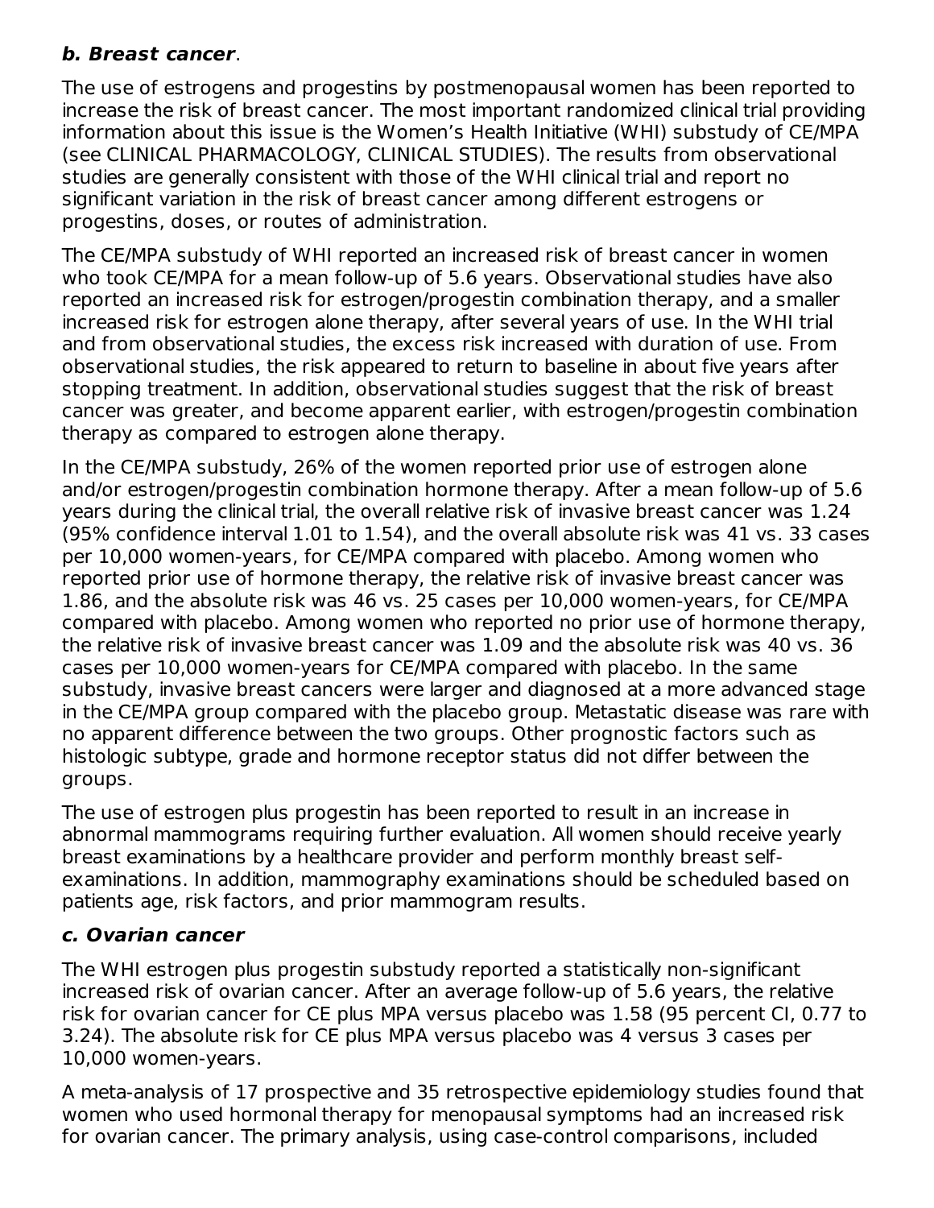***b. Breast cancer***.

The use of estrogens and progestins by postmenopausal women has been reported to increase the risk of breast cancer. The most important randomized clinical trial providing information about this issue is the Women's Health Initiative (WHI) substudy of CE/MPA (see CLINICAL PHARMACOLOGY, CLINICAL STUDIES). The results from observational studies are generally consistent with those of the WHI clinical trial and report no significant variation in the risk of breast cancer among different estrogens or progestins, doses, or routes of administration.

The CE/MPA substudy of WHI reported an increased risk of breast cancer in women who took CE/MPA for a mean follow-up of 5.6 years. Observational studies have also reported an increased risk for estrogen/progestin combination therapy, and a smaller increased risk for estrogen alone therapy, after several years of use. In the WHI trial and from observational studies, the excess risk increased with duration of use. From observational studies, the risk appeared to return to baseline in about five years after stopping treatment. In addition, observational studies suggest that the risk of breast cancer was greater, and become apparent earlier, with estrogen/progestin combination therapy as compared to estrogen alone therapy.

In the CE/MPA substudy, 26% of the women reported prior use of estrogen alone and/or estrogen/progestin combination hormone therapy. After a mean follow-up of 5.6 years during the clinical trial, the overall relative risk of invasive breast cancer was 1.24 (95% confidence interval 1.01 to 1.54), and the overall absolute risk was 41 vs. 33 cases per 10,000 women-years, for CE/MPA compared with placebo. Among women who reported prior use of hormone therapy, the relative risk of invasive breast cancer was 1.86, and the absolute risk was 46 vs. 25 cases per 10,000 women-years, for CE/MPA compared with placebo. Among women who reported no prior use of hormone therapy, the relative risk of invasive breast cancer was 1.09 and the absolute risk was 40 vs. 36 cases per 10,000 women-years for CE/MPA compared with placebo. In the same substudy, invasive breast cancers were larger and diagnosed at a more advanced stage in the CE/MPA group compared with the placebo group. Metastatic disease was rare with no apparent difference between the two groups. Other prognostic factors such as histologic subtype, grade and hormone receptor status did not differ between the groups.

The use of estrogen plus progestin has been reported to result in an increase in abnormal mammograms requiring further evaluation. All women should receive yearly breast examinations by a healthcare provider and perform monthly breast self-examinations. In addition, mammography examinations should be scheduled based on patients age, risk factors, and prior mammogram results.

***c. Ovarian cancer***

The WHI estrogen plus progestin substudy reported a statistically non-significant increased risk of ovarian cancer. After an average follow-up of 5.6 years, the relative risk for ovarian cancer for CE plus MPA versus placebo was 1.58 (95 percent CI, 0.77 to 3.24). The absolute risk for CE plus MPA versus placebo was 4 versus 3 cases per 10,000 women-years.

A meta-analysis of 17 prospective and 35 retrospective epidemiology studies found that women who used hormonal therapy for menopausal symptoms had an increased risk for ovarian cancer. The primary analysis, using case-control comparisons, included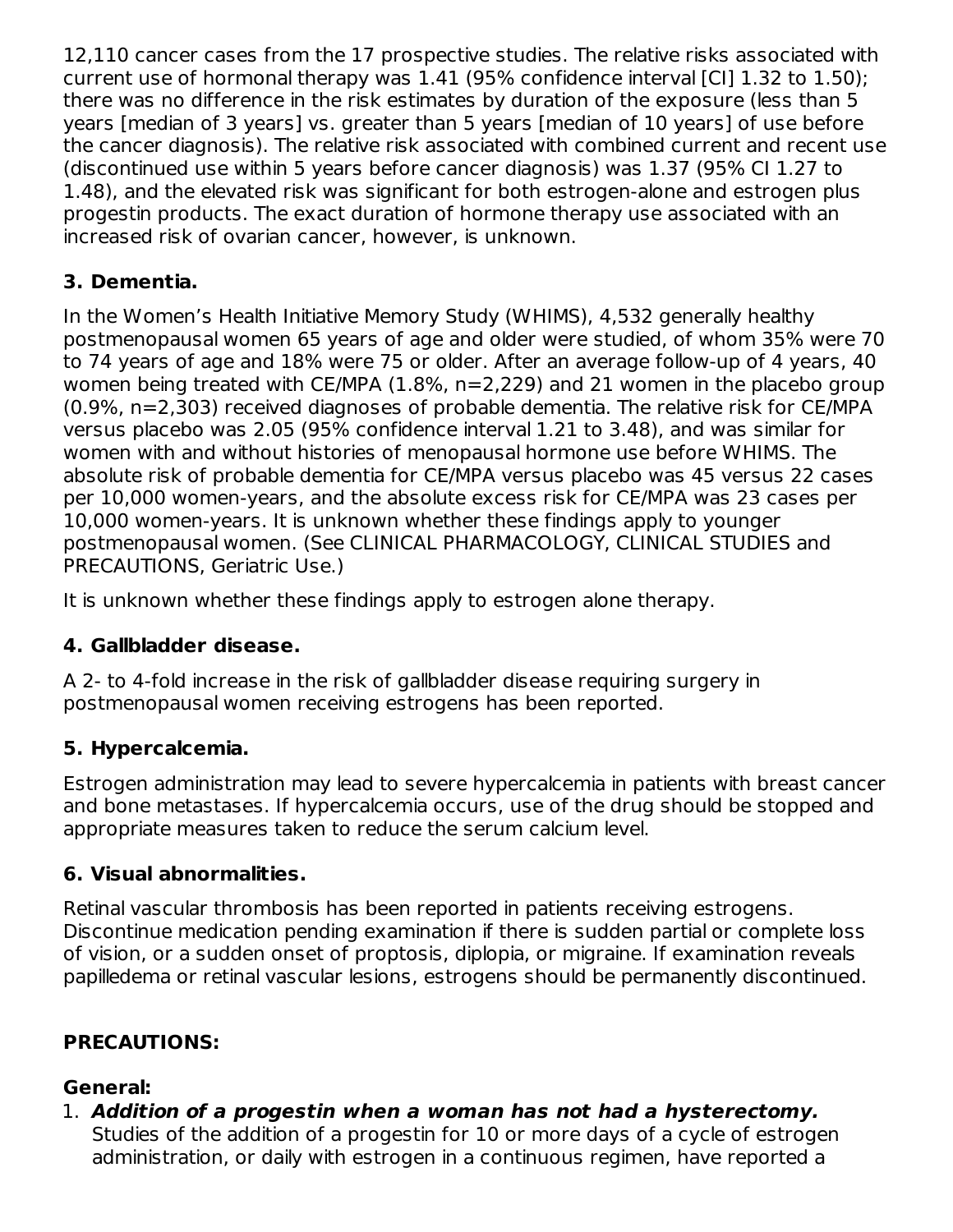12,110 cancer cases from the 17 prospective studies. The relative risks associated with current use of hormonal therapy was 1.41 (95% confidence interval [CI] 1.32 to 1.50); there was no difference in the risk estimates by duration of the exposure (less than 5 years [median of 3 years] vs. greater than 5 years [median of 10 years] of use before the cancer diagnosis). The relative risk associated with combined current and recent use (discontinued use within 5 years before cancer diagnosis) was 1.37 (95% CI 1.27 to 1.48), and the elevated risk was significant for both estrogen-alone and estrogen plus progestin products. The exact duration of hormone therapy use associated with an increased risk of ovarian cancer, however, is unknown.

### 3. Dementia.

In the Women's Health Initiative Memory Study (WHIMS), 4,532 generally healthy postmenopausal women 65 years of age and older were studied, of whom 35% were 70 to 74 years of age and 18% were 75 or older. After an average follow-up of 4 years, 40 women being treated with CE/MPA (1.8%, n=2,229) and 21 women in the placebo group (0.9%, n=2,303) received diagnoses of probable dementia. The relative risk for CE/MPA versus placebo was 2.05 (95% confidence interval 1.21 to 3.48), and was similar for women with and without histories of menopausal hormone use before WHIMS. The absolute risk of probable dementia for CE/MPA versus placebo was 45 versus 22 cases per 10,000 women-years, and the absolute excess risk for CE/MPA was 23 cases per 10,000 women-years. It is unknown whether these findings apply to younger postmenopausal women. (See CLINICAL PHARMACOLOGY, CLINICAL STUDIES and PRECAUTIONS, Geriatric Use.)

It is unknown whether these findings apply to estrogen alone therapy.

### 4. Gallbladder disease.

A 2- to 4-fold increase in the risk of gallbladder disease requiring surgery in postmenopausal women receiving estrogens has been reported.

### 5. Hypercalcemia.

Estrogen administration may lead to severe hypercalcemia in patients with breast cancer and bone metastases. If hypercalcemia occurs, use of the drug should be stopped and appropriate measures taken to reduce the serum calcium level.

### 6. Visual abnormalities.

Retinal vascular thrombosis has been reported in patients receiving estrogens. Discontinue medication pending examination if there is sudden partial or complete loss of vision, or a sudden onset of proptosis, diplopia, or migraine. If examination reveals papilledema or retinal vascular lesions, estrogens should be permanently discontinued.

## PRECAUTIONS:

### General:

1. ***Addition of a progestin when a woman has not had a hysterectomy.*** Studies of the addition of a progestin for 10 or more days of a cycle of estrogen administration, or daily with estrogen in a continuous regimen, have reported a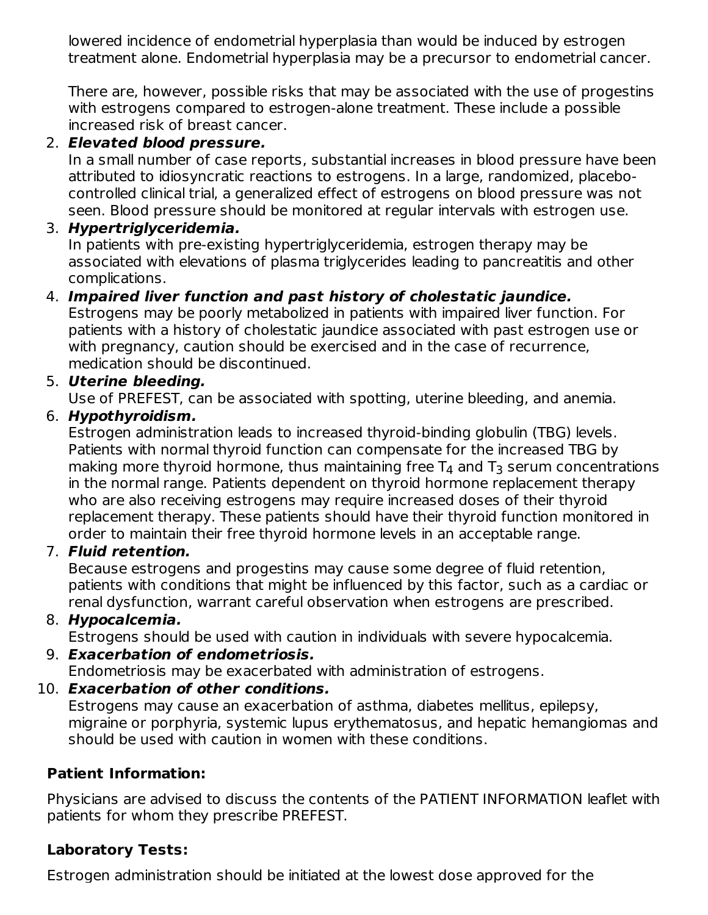lowered incidence of endometrial hyperplasia than would be induced by estrogen treatment alone. Endometrial hyperplasia may be a precursor to endometrial cancer.

There are, however, possible risks that may be associated with the use of progestins with estrogens compared to estrogen-alone treatment. These include a possible increased risk of breast cancer.

2. ***Elevated blood pressure.***
   In a small number of case reports, substantial increases in blood pressure have been attributed to idiosyncratic reactions to estrogens. In a large, randomized, placebo-controlled clinical trial, a generalized effect of estrogens on blood pressure was not seen. Blood pressure should be monitored at regular intervals with estrogen use.
3. ***Hypertriglyceridemia.***
   In patients with pre-existing hypertriglyceridemia, estrogen therapy may be associated with elevations of plasma triglycerides leading to pancreatitis and other complications.
4. ***Impaired liver function and past history of cholestatic jaundice.***
   Estrogens may be poorly metabolized in patients with impaired liver function. For patients with a history of cholestatic jaundice associated with past estrogen use or with pregnancy, caution should be exercised and in the case of recurrence, medication should be discontinued.
5. ***Uterine bleeding.***
   Use of PREFEST, can be associated with spotting, uterine bleeding, and anemia.
6. ***Hypothyroidism.***
   Estrogen administration leads to increased thyroid-binding globulin (TBG) levels. Patients with normal thyroid function can compensate for the increased TBG by making more thyroid hormone, thus maintaining free $T_4$ and $T_3$ serum concentrations in the normal range. Patients dependent on thyroid hormone replacement therapy who are also receiving estrogens may require increased doses of their thyroid replacement therapy. These patients should have their thyroid function monitored in order to maintain their free thyroid hormone levels in an acceptable range.
7. ***Fluid retention.***
   Because estrogens and progestins may cause some degree of fluid retention, patients with conditions that might be influenced by this factor, such as a cardiac or renal dysfunction, warrant careful observation when estrogens are prescribed.
8. ***Hypocalcemia.***
   Estrogens should be used with caution in individuals with severe hypocalcemia.
9. ***Exacerbation of endometriosis.***
   Endometriosis may be exacerbated with administration of estrogens.
10. ***Exacerbation of other conditions.***
    Estrogens may cause an exacerbation of asthma, diabetes mellitus, epilepsy, migraine or porphyria, systemic lupus erythematosus, and hepatic hemangiomas and should be used with caution in women with these conditions.

**Patient Information:**

Physicians are advised to discuss the contents of the PATIENT INFORMATION leaflet with patients for whom they prescribe PREFEST.

**Laboratory Tests:**

Estrogen administration should be initiated at the lowest dose approved for the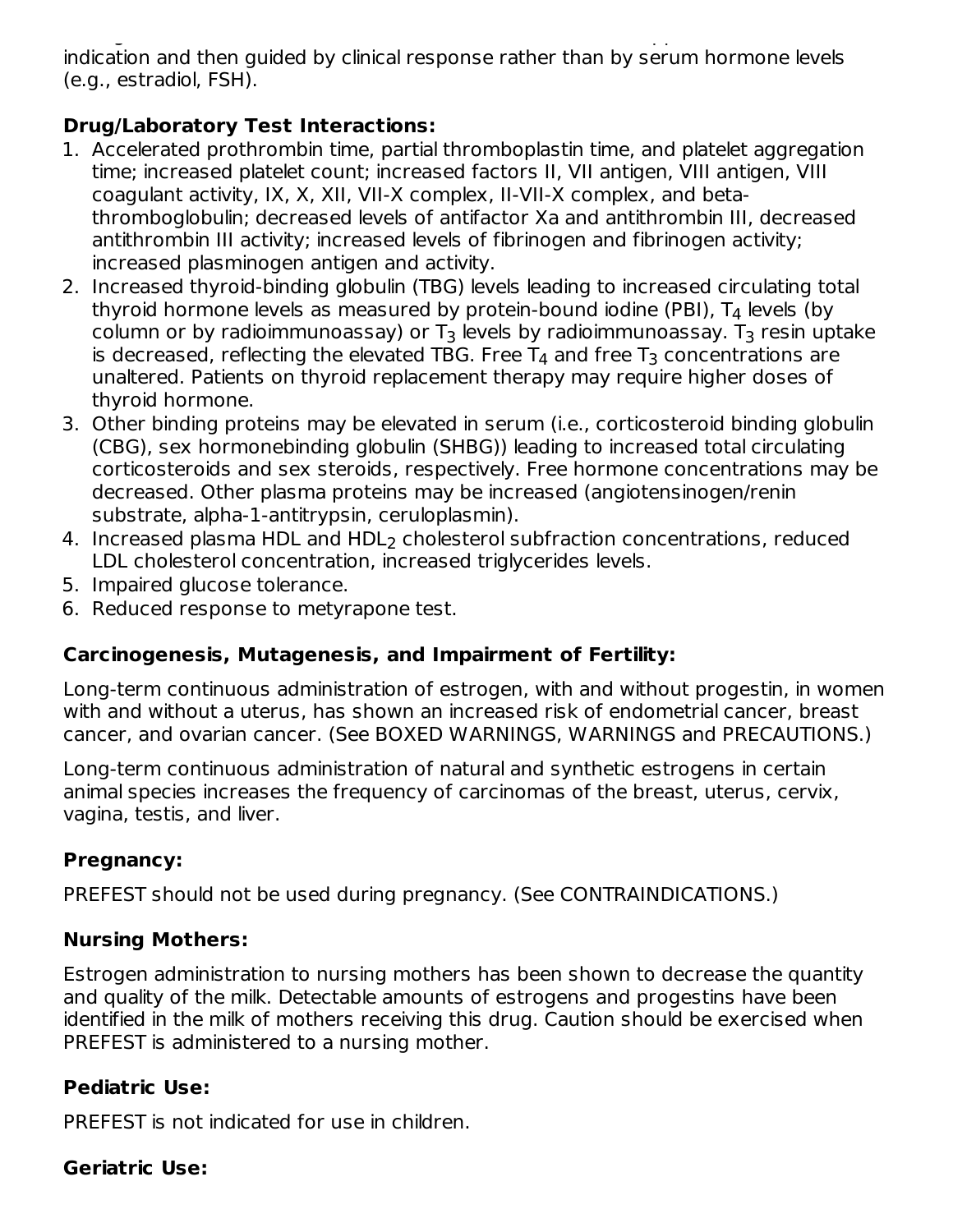indication and then guided by clinical response rather than by serum hormone levels (e.g., estradiol, FSH).

**Drug/Laboratory Test Interactions:**

1. Accelerated prothrombin time, partial thromboplastin time, and platelet aggregation time; increased platelet count; increased factors II, VII antigen, VIII antigen, VIII coagulant activity, IX, X, XII, VII-X complex, II-VII-X complex, and beta-thromboglobulin; decreased levels of antifactor Xa and antithrombin III, decreased antithrombin III activity; increased levels of fibrinogen and fibrinogen activity; increased plasminogen antigen and activity.
2. Increased thyroid-binding globulin (TBG) levels leading to increased circulating total thyroid hormone levels as measured by protein-bound iodine (PBI), $T_4$ levels (by column or by radioimmunoassay) or $T_3$ levels by radioimmunoassay. $T_3$ resin uptake is decreased, reflecting the elevated TBG. Free $T_4$ and free $T_3$ concentrations are unaltered. Patients on thyroid replacement therapy may require higher doses of thyroid hormone.
3. Other binding proteins may be elevated in serum (i.e., corticosteroid binding globulin (CBG), sex hormonebinding globulin (SHBG)) leading to increased total circulating corticosteroids and sex steroids, respectively. Free hormone concentrations may be decreased. Other plasma proteins may be increased (angiotensinogen/renin substrate, alpha-1-antitrypsin, ceruloplasmin).
4. Increased plasma HDL and $HDL_2$ cholesterol subfraction concentrations, reduced LDL cholesterol concentration, increased triglycerides levels.
5. Impaired glucose tolerance.
6. Reduced response to metyrapone test.

**Carcinogenesis, Mutagenesis, and Impairment of Fertility:**

Long-term continuous administration of estrogen, with and without progestin, in women with and without a uterus, has shown an increased risk of endometrial cancer, breast cancer, and ovarian cancer. (See BOXED WARNINGS, WARNINGS and PRECAUTIONS.)

Long-term continuous administration of natural and synthetic estrogens in certain animal species increases the frequency of carcinomas of the breast, uterus, cervix, vagina, testis, and liver.

**Pregnancy:**

PREFEST should not be used during pregnancy. (See CONTRAINDICATIONS.)

**Nursing Mothers:**

Estrogen administration to nursing mothers has been shown to decrease the quantity and quality of the milk. Detectable amounts of estrogens and progestins have been identified in the milk of mothers receiving this drug. Caution should be exercised when PREFEST is administered to a nursing mother.

**Pediatric Use:**

PREFEST is not indicated for use in children.

**Geriatric Use:**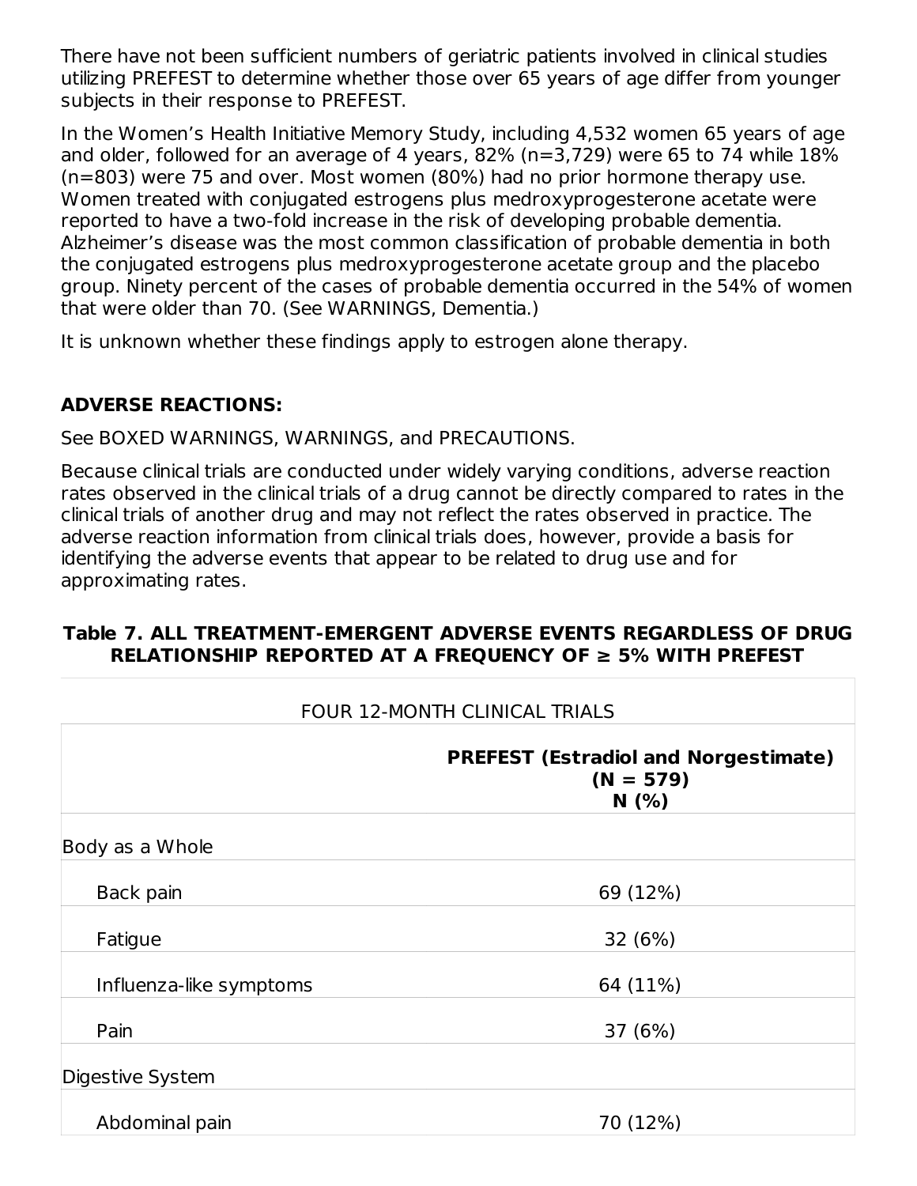There have not been sufficient numbers of geriatric patients involved in clinical studies utilizing PREFEST to determine whether those over 65 years of age differ from younger subjects in their response to PREFEST.

In the Women's Health Initiative Memory Study, including 4,532 women 65 years of age and older, followed for an average of 4 years, 82% (n=3,729) were 65 to 74 while 18% (n=803) were 75 and over. Most women (80%) had no prior hormone therapy use. Women treated with conjugated estrogens plus medroxyprogesterone acetate were reported to have a two-fold increase in the risk of developing probable dementia. Alzheimer's disease was the most common classification of probable dementia in both the conjugated estrogens plus medroxyprogesterone acetate group and the placebo group. Ninety percent of the cases of probable dementia occurred in the 54% of women that were older than 70. (See WARNINGS, Dementia.)

It is unknown whether these findings apply to estrogen alone therapy.

## ADVERSE REACTIONS:

See BOXED WARNINGS, WARNINGS, and PRECAUTIONS.

Because clinical trials are conducted under widely varying conditions, adverse reaction rates observed in the clinical trials of a drug cannot be directly compared to rates in the clinical trials of another drug and may not reflect the rates observed in practice. The adverse reaction information from clinical trials does, however, provide a basis for identifying the adverse events that appear to be related to drug use and for approximating rates.

**Table 7. ALL TREATMENT-EMERGENT ADVERSE EVENTS REGARDLESS OF DRUG RELATIONSHIP REPORTED AT A FREQUENCY OF ≥ 5% WITH PREFEST**

| FOUR 12-MONTH CLINICAL TRIALS | |
|---|---|
| | **PREFEST (Estradiol and Norgestimate) (N = 579) N (%)** |
| Body as a Whole | |
| Back pain | 69 (12%) |
| Fatigue | 32 (6%) |
| Influenza-like symptoms | 64 (11%) |
| Pain | 37 (6%) |
| Digestive System | |
| Abdominal pain | 70 (12%) |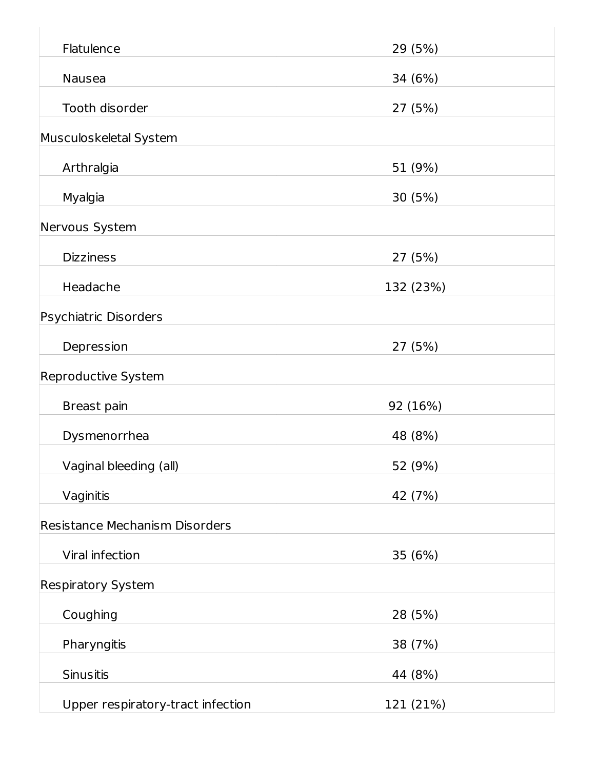| | |
|---|---|
| Flatulence | 29 (5%) |
| Nausea | 34 (6%) |
| Tooth disorder | 27 (5%) |
| Musculoskeletal System | |
| Arthralgia | 51 (9%) |
| Myalgia | 30 (5%) |
| Nervous System | |
| Dizziness | 27 (5%) |
| Headache | 132 (23%) |
| Psychiatric Disorders | |
| Depression | 27 (5%) |
| Reproductive System | |
| Breast pain | 92 (16%) |
| Dysmenorrhea | 48 (8%) |
| Vaginal bleeding (all) | 52 (9%) |
| Vaginitis | 42 (7%) |
| Resistance Mechanism Disorders | |
| Viral infection | 35 (6%) |
| Respiratory System | |
| Coughing | 28 (5%) |
| Pharyngitis | 38 (7%) |
| Sinusitis | 44 (8%) |
| Upper respiratory-tract infection | 121 (21%) |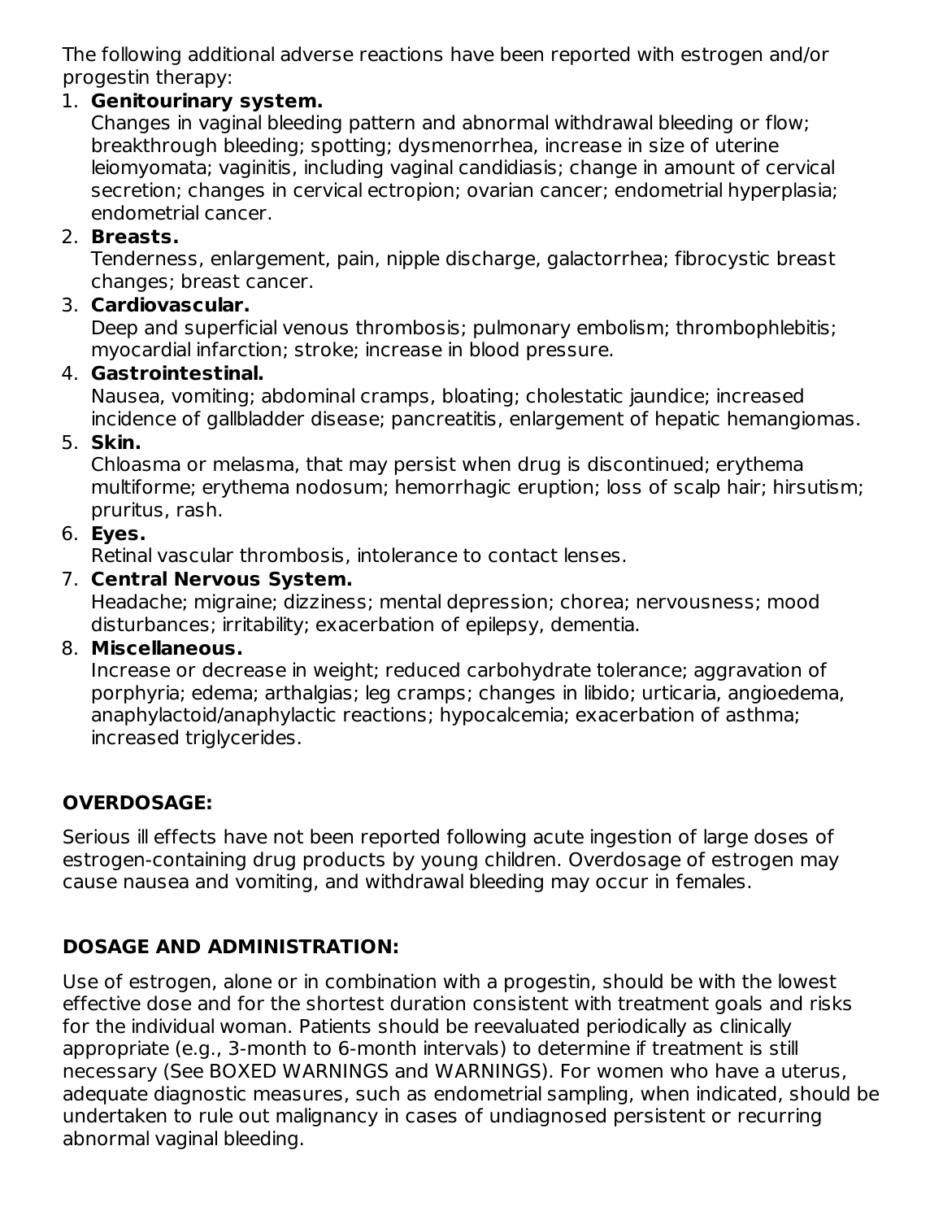The following additional adverse reactions have been reported with estrogen and/or progestin therapy:

1. **Genitourinary system.**
   Changes in vaginal bleeding pattern and abnormal withdrawal bleeding or flow; breakthrough bleeding; spotting; dysmenorrhea, increase in size of uterine leiomyomata; vaginitis, including vaginal candidiasis; change in amount of cervical secretion; changes in cervical ectropion; ovarian cancer; endometrial hyperplasia; endometrial cancer.
2. **Breasts.**
   Tenderness, enlargement, pain, nipple discharge, galactorrhea; fibrocystic breast changes; breast cancer.
3. **Cardiovascular.**
   Deep and superficial venous thrombosis; pulmonary embolism; thrombophlebitis; myocardial infarction; stroke; increase in blood pressure.
4. **Gastrointestinal.**
   Nausea, vomiting; abdominal cramps, bloating; cholestatic jaundice; increased incidence of gallbladder disease; pancreatitis, enlargement of hepatic hemangiomas.
5. **Skin.**
   Chloasma or melasma, that may persist when drug is discontinued; erythema multiforme; erythema nodosum; hemorrhagic eruption; loss of scalp hair; hirsutism; pruritus, rash.
6. **Eyes.**
   Retinal vascular thrombosis, intolerance to contact lenses.
7. **Central Nervous System.**
   Headache; migraine; dizziness; mental depression; chorea; nervousness; mood disturbances; irritability; exacerbation of epilepsy, dementia.
8. **Miscellaneous.**
   Increase or decrease in weight; reduced carbohydrate tolerance; aggravation of porphyria; edema; arthalgias; leg cramps; changes in libido; urticaria, angioedema, anaphylactoid/anaphylactic reactions; hypocalcemia; exacerbation of asthma; increased triglycerides.

## OVERDOSAGE:

Serious ill effects have not been reported following acute ingestion of large doses of estrogen-containing drug products by young children. Overdosage of estrogen may cause nausea and vomiting, and withdrawal bleeding may occur in females.

## DOSAGE AND ADMINISTRATION:

Use of estrogen, alone or in combination with a progestin, should be with the lowest effective dose and for the shortest duration consistent with treatment goals and risks for the individual woman. Patients should be reevaluated periodically as clinically appropriate (e.g., 3-month to 6-month intervals) to determine if treatment is still necessary (See BOXED WARNINGS and WARNINGS). For women who have a uterus, adequate diagnostic measures, such as endometrial sampling, when indicated, should be undertaken to rule out malignancy in cases of undiagnosed persistent or recurring abnormal vaginal bleeding.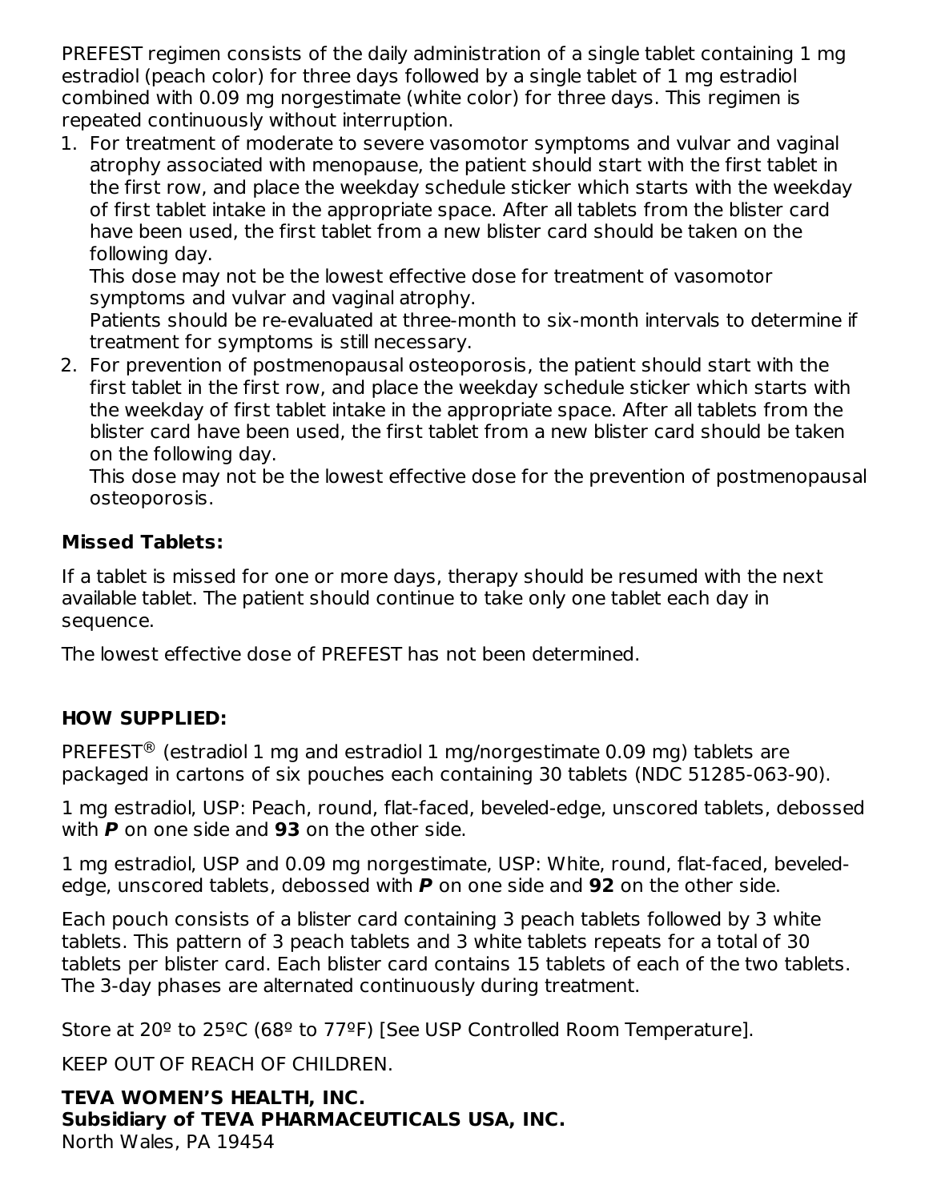PREFEST regimen consists of the daily administration of a single tablet containing 1 mg estradiol (peach color) for three days followed by a single tablet of 1 mg estradiol combined with 0.09 mg norgestimate (white color) for three days. This regimen is repeated continuously without interruption.

1. For treatment of moderate to severe vasomotor symptoms and vulvar and vaginal atrophy associated with menopause, the patient should start with the first tablet in the first row, and place the weekday schedule sticker which starts with the weekday of first tablet intake in the appropriate space. After all tablets from the blister card have been used, the first tablet from a new blister card should be taken on the following day.
   This dose may not be the lowest effective dose for treatment of vasomotor symptoms and vulvar and vaginal atrophy.
   Patients should be re-evaluated at three-month to six-month intervals to determine if treatment for symptoms is still necessary.
2. For prevention of postmenopausal osteoporosis, the patient should start with the first tablet in the first row, and place the weekday schedule sticker which starts with the weekday of first tablet intake in the appropriate space. After all tablets from the blister card have been used, the first tablet from a new blister card should be taken on the following day.
   This dose may not be the lowest effective dose for the prevention of postmenopausal osteoporosis.

**Missed Tablets:**

If a tablet is missed for one or more days, therapy should be resumed with the next available tablet. The patient should continue to take only one tablet each day in sequence.

The lowest effective dose of PREFEST has not been determined.

## HOW SUPPLIED:

PREFEST® (estradiol 1 mg and estradiol 1 mg/norgestimate 0.09 mg) tablets are packaged in cartons of six pouches each containing 30 tablets (NDC 51285-063-90).

1 mg estradiol, USP: Peach, round, flat-faced, beveled-edge, unscored tablets, debossed with ***P*** on one side and **93** on the other side.

1 mg estradiol, USP and 0.09 mg norgestimate, USP: White, round, flat-faced, beveled-edge, unscored tablets, debossed with ***P*** on one side and **92** on the other side.

Each pouch consists of a blister card containing 3 peach tablets followed by 3 white tablets. This pattern of 3 peach tablets and 3 white tablets repeats for a total of 30 tablets per blister card. Each blister card contains 15 tablets of each of the two tablets. The 3-day phases are alternated continuously during treatment.

Store at 20º to 25ºC (68º to 77ºF) [See USP Controlled Room Temperature].

KEEP OUT OF REACH OF CHILDREN.

**TEVA WOMEN'S HEALTH, INC.**
**Subsidiary of TEVA PHARMACEUTICALS USA, INC.**
North Wales, PA 19454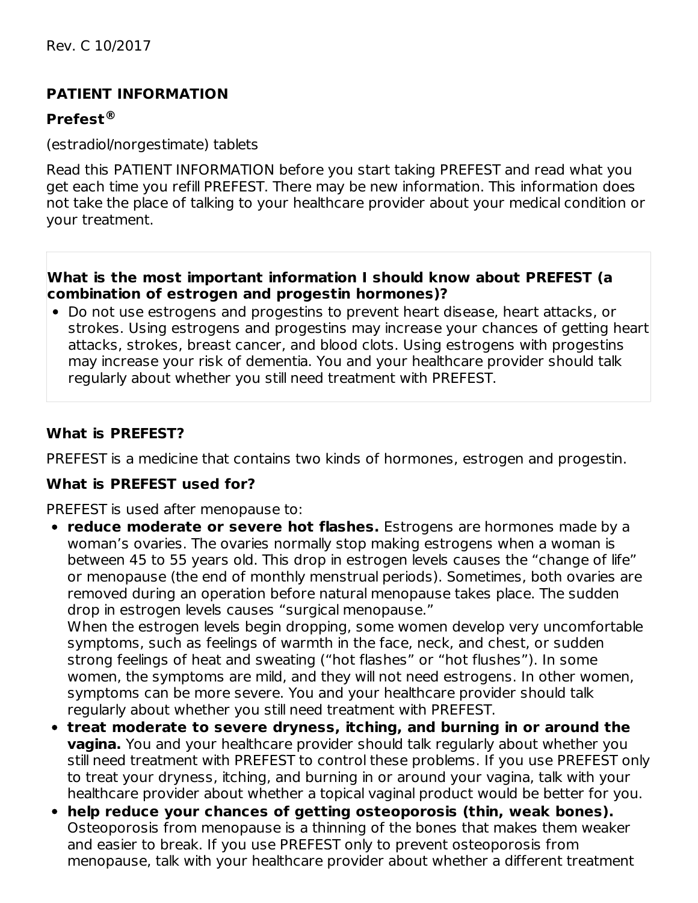Rev. C 10/2017

## PATIENT INFORMATION

**Prefest®**

(estradiol/norgestimate) tablets

Read this PATIENT INFORMATION before you start taking PREFEST and read what you get each time you refill PREFEST. There may be new information. This information does not take the place of talking to your healthcare provider about your medical condition or your treatment.

**What is the most important information I should know about PREFEST (a combination of estrogen and progestin hormones)?**

- Do not use estrogens and progestins to prevent heart disease, heart attacks, or strokes. Using estrogens and progestins may increase your chances of getting heart attacks, strokes, breast cancer, and blood clots. Using estrogens with progestins may increase your risk of dementia. You and your healthcare provider should talk regularly about whether you still need treatment with PREFEST.

### What is PREFEST?

PREFEST is a medicine that contains two kinds of hormones, estrogen and progestin.

### What is PREFEST used for?

PREFEST is used after menopause to:

- **reduce moderate or severe hot flashes.** Estrogens are hormones made by a woman's ovaries. The ovaries normally stop making estrogens when a woman is between 45 to 55 years old. This drop in estrogen levels causes the "change of life" or menopause (the end of monthly menstrual periods). Sometimes, both ovaries are removed during an operation before natural menopause takes place. The sudden drop in estrogen levels causes "surgical menopause."
  When the estrogen levels begin dropping, some women develop very uncomfortable symptoms, such as feelings of warmth in the face, neck, and chest, or sudden strong feelings of heat and sweating ("hot flashes" or "hot flushes"). In some women, the symptoms are mild, and they will not need estrogens. In other women, symptoms can be more severe. You and your healthcare provider should talk regularly about whether you still need treatment with PREFEST.
- **treat moderate to severe dryness, itching, and burning in or around the vagina.** You and your healthcare provider should talk regularly about whether you still need treatment with PREFEST to control these problems. If you use PREFEST only to treat your dryness, itching, and burning in or around your vagina, talk with your healthcare provider about whether a topical vaginal product would be better for you.
- **help reduce your chances of getting osteoporosis (thin, weak bones).** Osteoporosis from menopause is a thinning of the bones that makes them weaker and easier to break. If you use PREFEST only to prevent osteoporosis from menopause, talk with your healthcare provider about whether a different treatment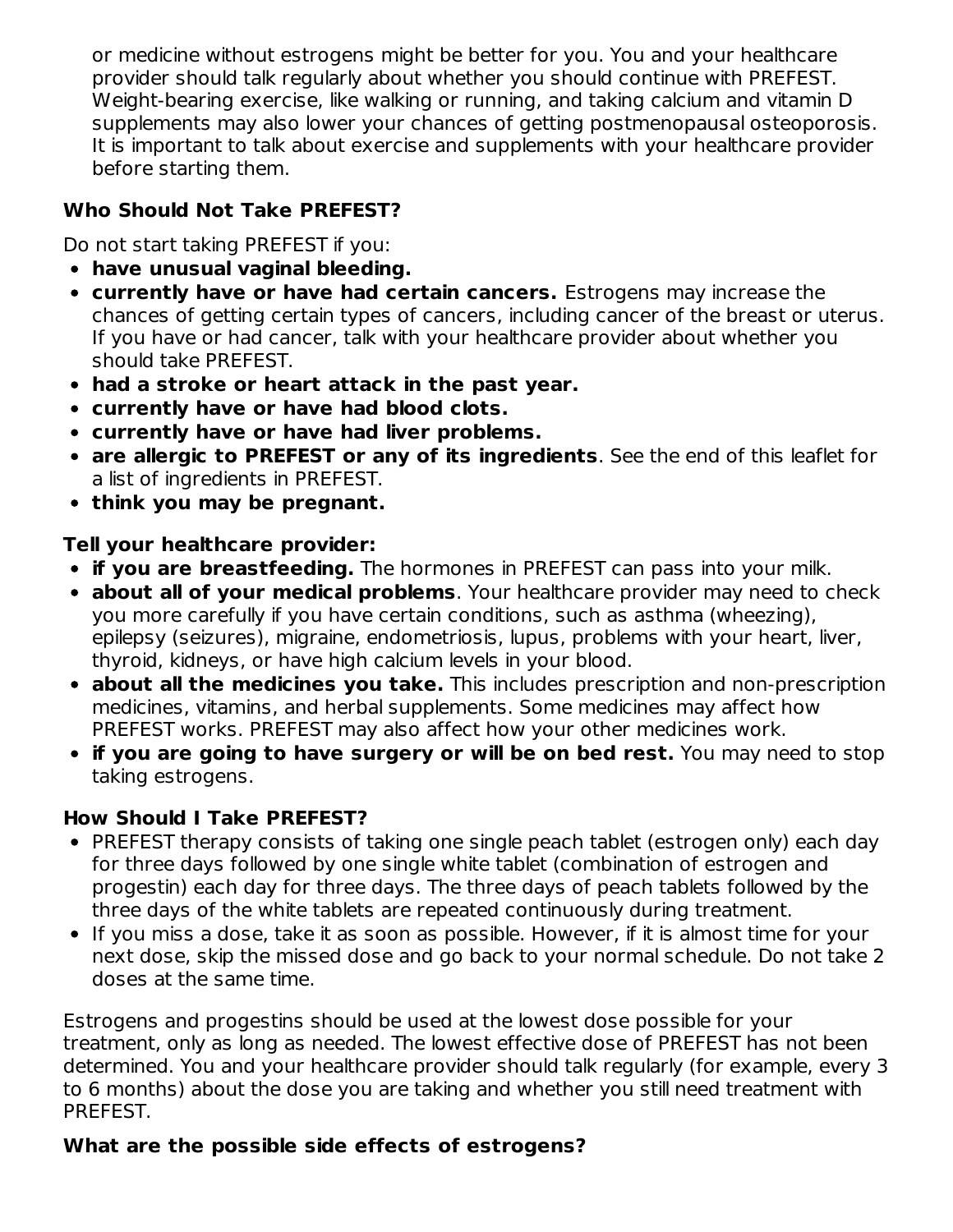or medicine without estrogens might be better for you. You and your healthcare provider should talk regularly about whether you should continue with PREFEST. Weight-bearing exercise, like walking or running, and taking calcium and vitamin D supplements may also lower your chances of getting postmenopausal osteoporosis. It is important to talk about exercise and supplements with your healthcare provider before starting them.

**Who Should Not Take PREFEST?**

Do not start taking PREFEST if you:

- **have unusual vaginal bleeding.**
- **currently have or have had certain cancers.** Estrogens may increase the chances of getting certain types of cancers, including cancer of the breast or uterus. If you have or had cancer, talk with your healthcare provider about whether you should take PREFEST.
- **had a stroke or heart attack in the past year.**
- **currently have or have had blood clots.**
- **currently have or have had liver problems.**
- **are allergic to PREFEST or any of its ingredients**. See the end of this leaflet for a list of ingredients in PREFEST.
- **think you may be pregnant.**

**Tell your healthcare provider:**

- **if you are breastfeeding.** The hormones in PREFEST can pass into your milk.
- **about all of your medical problems**. Your healthcare provider may need to check you more carefully if you have certain conditions, such as asthma (wheezing), epilepsy (seizures), migraine, endometriosis, lupus, problems with your heart, liver, thyroid, kidneys, or have high calcium levels in your blood.
- **about all the medicines you take.** This includes prescription and non-prescription medicines, vitamins, and herbal supplements. Some medicines may affect how PREFEST works. PREFEST may also affect how your other medicines work.
- **if you are going to have surgery or will be on bed rest.** You may need to stop taking estrogens.

**How Should I Take PREFEST?**

- PREFEST therapy consists of taking one single peach tablet (estrogen only) each day for three days followed by one single white tablet (combination of estrogen and progestin) each day for three days. The three days of peach tablets followed by the three days of the white tablets are repeated continuously during treatment.
- If you miss a dose, take it as soon as possible. However, if it is almost time for your next dose, skip the missed dose and go back to your normal schedule. Do not take 2 doses at the same time.

Estrogens and progestins should be used at the lowest dose possible for your treatment, only as long as needed. The lowest effective dose of PREFEST has not been determined. You and your healthcare provider should talk regularly (for example, every 3 to 6 months) about the dose you are taking and whether you still need treatment with PREFEST.

**What are the possible side effects of estrogens?**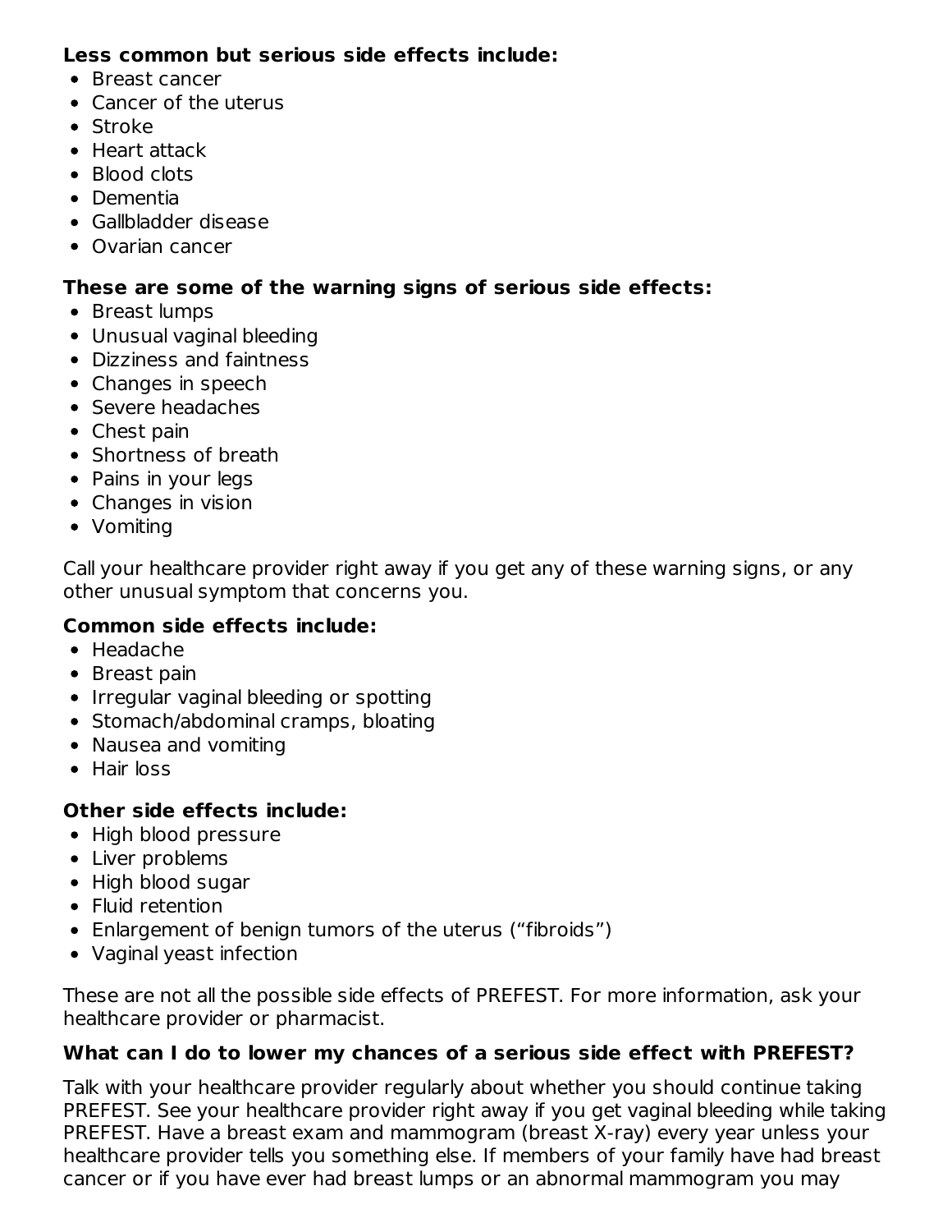**Less common but serious side effects include:**

- Breast cancer
- Cancer of the uterus
- Stroke
- Heart attack
- Blood clots
- Dementia
- Gallbladder disease
- Ovarian cancer

**These are some of the warning signs of serious side effects:**

- Breast lumps
- Unusual vaginal bleeding
- Dizziness and faintness
- Changes in speech
- Severe headaches
- Chest pain
- Shortness of breath
- Pains in your legs
- Changes in vision
- Vomiting

Call your healthcare provider right away if you get any of these warning signs, or any other unusual symptom that concerns you.

**Common side effects include:**

- Headache
- Breast pain
- Irregular vaginal bleeding or spotting
- Stomach/abdominal cramps, bloating
- Nausea and vomiting
- Hair loss

**Other side effects include:**

- High blood pressure
- Liver problems
- High blood sugar
- Fluid retention
- Enlargement of benign tumors of the uterus ("fibroids")
- Vaginal yeast infection

These are not all the possible side effects of PREFEST. For more information, ask your healthcare provider or pharmacist.

**What can I do to lower my chances of a serious side effect with PREFEST?**

Talk with your healthcare provider regularly about whether you should continue taking PREFEST. See your healthcare provider right away if you get vaginal bleeding while taking PREFEST. Have a breast exam and mammogram (breast X-ray) every year unless your healthcare provider tells you something else. If members of your family have had breast cancer or if you have ever had breast lumps or an abnormal mammogram you may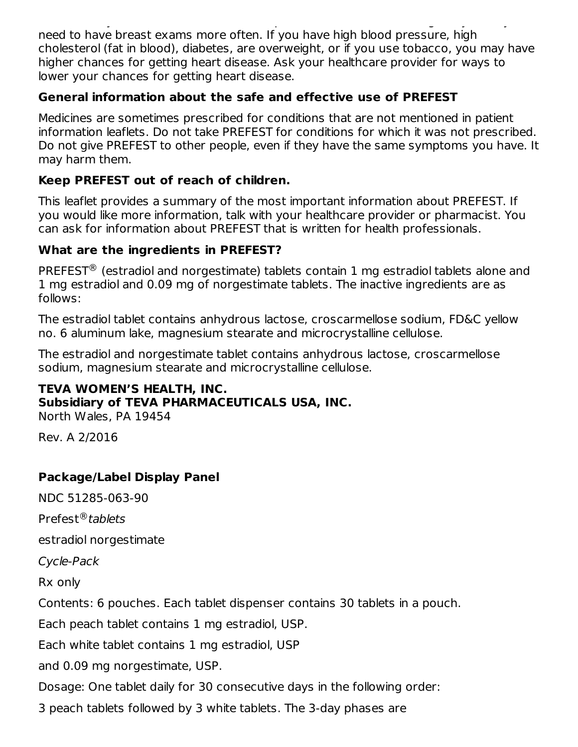need to have breast exams more often. If you have high blood pressure, high cholesterol (fat in blood), diabetes, are overweight, or if you use tobacco, you may have higher chances for getting heart disease. Ask your healthcare provider for ways to lower your chances for getting heart disease.

**General information about the safe and effective use of PREFEST**

Medicines are sometimes prescribed for conditions that are not mentioned in patient information leaflets. Do not take PREFEST for conditions for which it was not prescribed. Do not give PREFEST to other people, even if they have the same symptoms you have. It may harm them.

**Keep PREFEST out of reach of children.**

This leaflet provides a summary of the most important information about PREFEST. If you would like more information, talk with your healthcare provider or pharmacist. You can ask for information about PREFEST that is written for health professionals.

**What are the ingredients in PREFEST?**

PREFEST® (estradiol and norgestimate) tablets contain 1 mg estradiol tablets alone and 1 mg estradiol and 0.09 mg of norgestimate tablets. The inactive ingredients are as follows:

The estradiol tablet contains anhydrous lactose, croscarmellose sodium, FD&C yellow no. 6 aluminum lake, magnesium stearate and microcrystalline cellulose.

The estradiol and norgestimate tablet contains anhydrous lactose, croscarmellose sodium, magnesium stearate and microcrystalline cellulose.

**TEVA WOMEN'S HEALTH, INC.**
**Subsidiary of TEVA PHARMACEUTICALS USA, INC.**
North Wales, PA 19454

Rev. A 2/2016

**Package/Label Display Panel**

NDC 51285-063-90

Prefest® *tablets*

estradiol norgestimate

*Cycle-Pack*

Rx only

Contents: 6 pouches. Each tablet dispenser contains 30 tablets in a pouch.

Each peach tablet contains 1 mg estradiol, USP.

Each white tablet contains 1 mg estradiol, USP

and 0.09 mg norgestimate, USP.

Dosage: One tablet daily for 30 consecutive days in the following order:

3 peach tablets followed by 3 white tablets. The 3-day phases are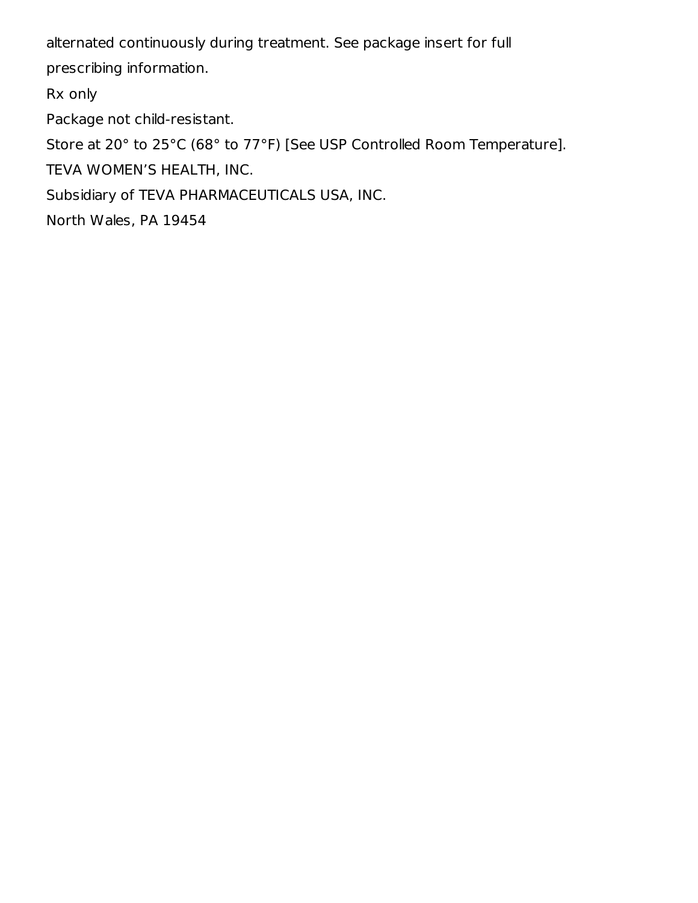alternated continuously during treatment. See package insert for full prescribing information.

Rx only

Package not child-resistant.

Store at 20° to 25°C (68° to 77°F) [See USP Controlled Room Temperature].

TEVA WOMEN’S HEALTH, INC.

Subsidiary of TEVA PHARMACEUTICALS USA, INC.

North Wales, PA 19454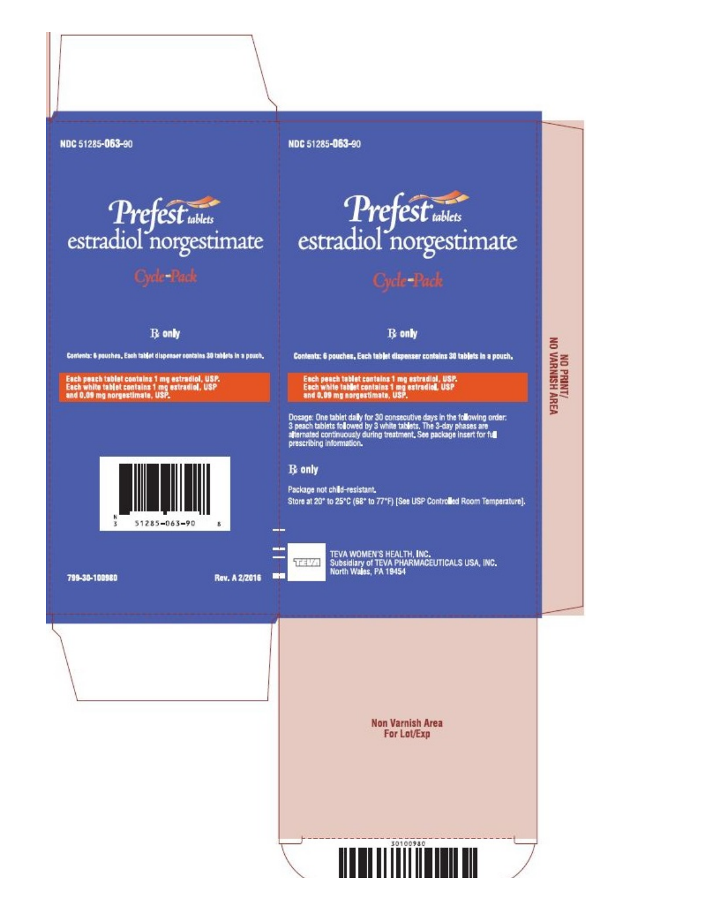NDC 51285-063-90

# Prefest tablets
## estradiol norgestimate

Cycle-Pack

℞ only

Contents: 6 pouches. Each tablet dispenser contains 30 tablets in a pouch.

**Each peach tablet contains 1 mg estradiol, USP.**
**Each white tablet contains 1 mg estradiol, USP and 0.09 mg norgestimate, USP.**

51285-063-90

799-30-100980 Rev. A 2/2016

NDC 51285-063-90

# Prefest tablets
## estradiol norgestimate

Cycle-Pack

℞ only

Contents: 6 pouches. Each tablet dispenser contains 30 tablets in a pouch.

**Each peach tablet contains 1 mg estradiol, USP.**
**Each white tablet contains 1 mg estradiol, USP and 0.09 mg norgestimate, USP.**

Dosage: One tablet daily for 30 consecutive days in the following order: 3 peach tablets followed by 3 white tablets. The 3-day phases are alternated continuously during treatment. See package insert for full prescribing information.

℞ only

Package not child-resistant.
Store at 20° to 25°C (68° to 77°F) [See USP Controlled Room Temperature].

TEVA WOMEN'S HEALTH, INC.
Subsidiary of TEVA PHARMACEUTICALS USA, INC.
North Wales, PA 19454

NO PRINT/
NO VARNISH AREA

Non Varnish Area
For Lot/Exp

30100980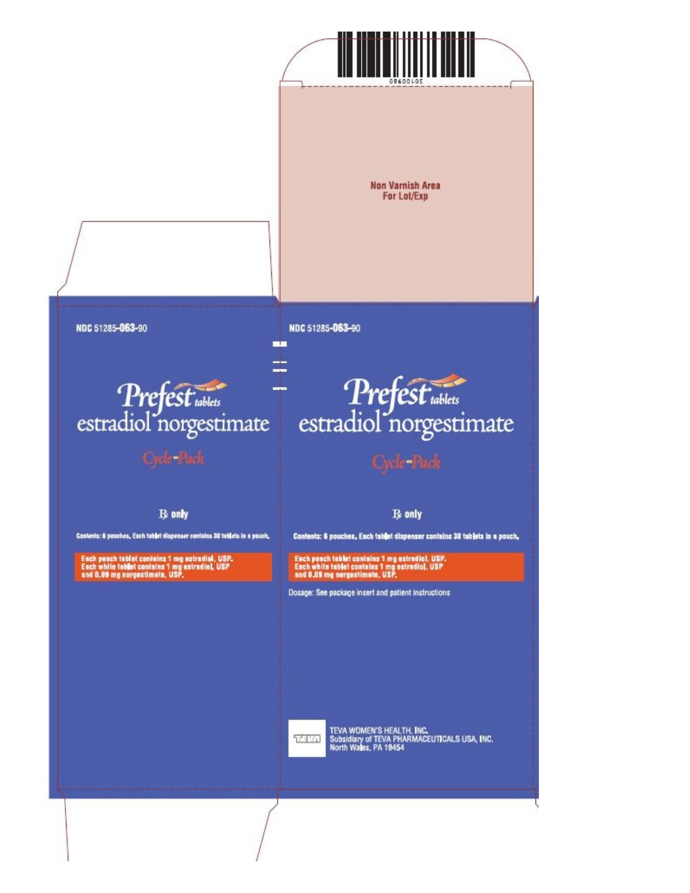Non Varnish Area
For Lot/Exp

NDC 51285-063-90

**Prefest** tablets
estradiol norgestimate

Cycle-Pack

℞ only

Contents: 6 pouches. Each tablet dispenser contains 30 tablets in a pouch.

Each peach tablet contains 1 mg estradiol, USP.
Each white tablet contains 1 mg estradiol, USP
and 0.09 mg norgestimate, USP.

NDC 51285-063-90

**Prefest** tablets
estradiol norgestimate

Cycle-Pack

℞ only

Contents: 6 pouches. Each tablet dispenser contains 30 tablets in a pouch.

Each peach tablet contains 1 mg estradiol, USP.
Each white tablet contains 1 mg estradiol, USP
and 0.09 mg norgestimate, USP.

Dosage: See package insert and patient instructions

TEVA WOMEN'S HEALTH, INC.
Subsidiary of TEVA PHARMACEUTICALS USA, INC.
North Wales, PA 19454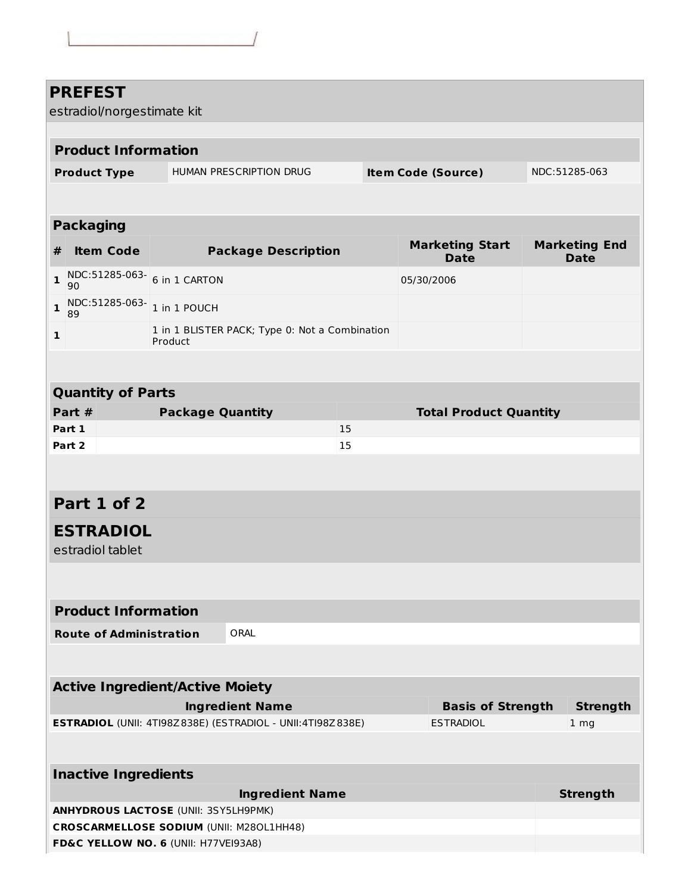# PREFEST

estradiol/norgestimate kit

## Product Information

| Product Type | HUMAN PRESCRIPTION DRUG | Item Code (Source) | NDC:51285-063 |
|---|---|---|---|

## Packaging

| # | Item Code | Package Description | Marketing Start Date | Marketing End Date |
|---|---|---|---|---|
| 1 | NDC:51285-063-90 | 6 in 1 CARTON | 05/30/2006 | |
| 1 | NDC:51285-063-89 | 1 in 1 POUCH | | |
| 1 | | 1 in 1 BLISTER PACK; Type 0: Not a Combination Product | | |

## Quantity of Parts

| Part # | Package Quantity | Total Product Quantity |
|---|---|---|
| Part 1 | | 15 |
| Part 2 | | 15 |

## Part 1 of 2

## ESTRADIOL

estradiol tablet

## Product Information

| Route of Administration | ORAL |
|---|---|

## Active Ingredient/Active Moiety

| Ingredient Name | Basis of Strength | Strength |
|---|---|---|
| **ESTRADIOL** (UNII: 4TI98Z838E) (ESTRADIOL - UNII:4TI98Z838E) | ESTRADIOL | 1 mg |

## Inactive Ingredients

| Ingredient Name | Strength |
|---|---|
| **ANHYDROUS LACTOSE** (UNII: 3SY5LH9PMK) | |
| **CROSCARMELLOSE SODIUM** (UNII: M28OL1HH48) | |
| **FD&C YELLOW NO. 6** (UNII: H77VEI93A8) | |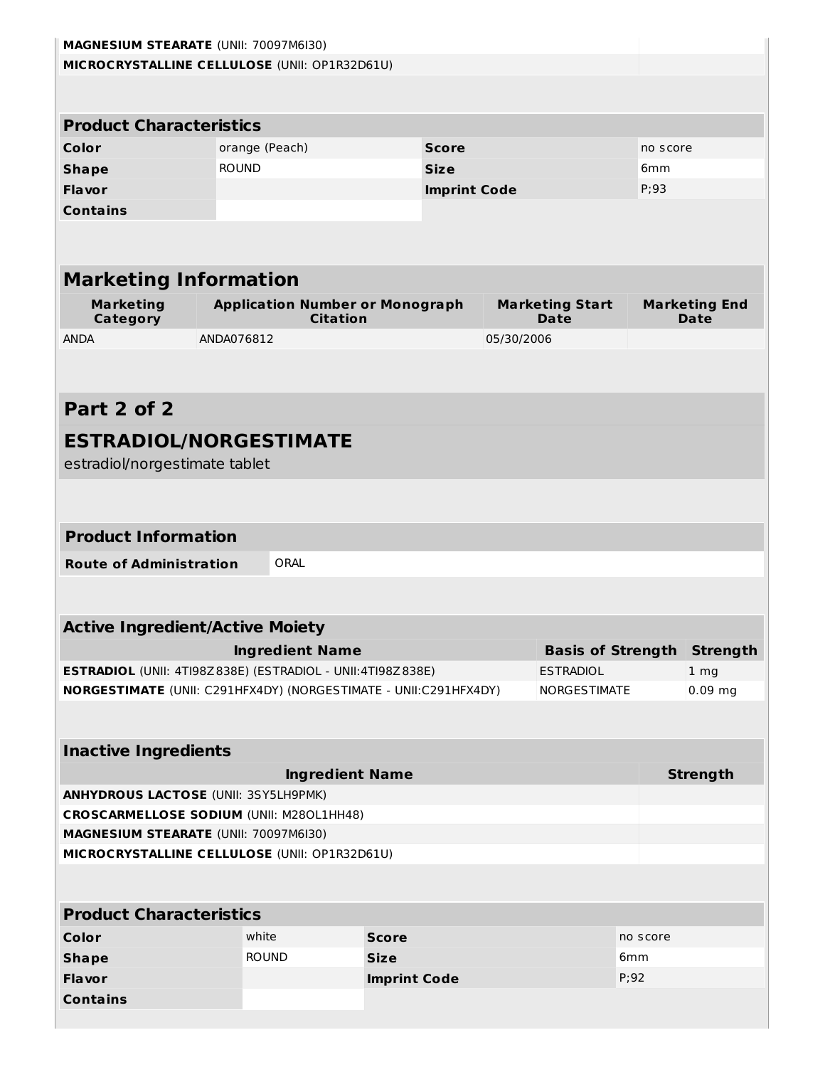| | |
|---|---|
| **MAGNESIUM STEARATE** (UNII: 70097M6I30) | |
| **MICROCRYSTALLINE CELLULOSE** (UNII: OP1R32D61U) | |

| Product Characteristics | | | |
|---|---|---|---|
| **Color** | orange (Peach) | **Score** | no score |
| **Shape** | ROUND | **Size** | 6mm |
| **Flavor** | | **Imprint Code** | P;93 |
| **Contains** | | | |

| Marketing Information | | | |
|---|---|---|---|
| **Marketing Category** | **Application Number or Monograph Citation** | **Marketing Start Date** | **Marketing End Date** |
| ANDA | ANDA076812 | 05/30/2006 | |

## Part 2 of 2

## ESTRADIOL/NORGESTIMATE

estradiol/norgestimate tablet

| Product Information | |
|---|---|
| **Route of Administration** | ORAL |

| Active Ingredient/Active Moiety | | |
|---|---|---|
| **Ingredient Name** | **Basis of Strength** | **Strength** |
| **ESTRADIOL** (UNII: 4TI98Z838E) (ESTRADIOL - UNII:4TI98Z838E) | ESTRADIOL | 1 mg |
| **NORGESTIMATE** (UNII: C291HFX4DY) (NORGESTIMATE - UNII:C291HFX4DY) | NORGESTIMATE | 0.09 mg |

| Inactive Ingredients | |
|---|---|
| **Ingredient Name** | **Strength** |
| **ANHYDROUS LACTOSE** (UNII: 3SY5LH9PMK) | |
| **CROSCARMELLOSE SODIUM** (UNII: M28OL1HH48) | |
| **MAGNESIUM STEARATE** (UNII: 70097M6I30) | |
| **MICROCRYSTALLINE CELLULOSE** (UNII: OP1R32D61U) | |

| Product Characteristics | | | |
|---|---|---|---|
| **Color** | white | **Score** | no score |
| **Shape** | ROUND | **Size** | 6mm |
| **Flavor** | | **Imprint Code** | P;92 |
| **Contains** | | | |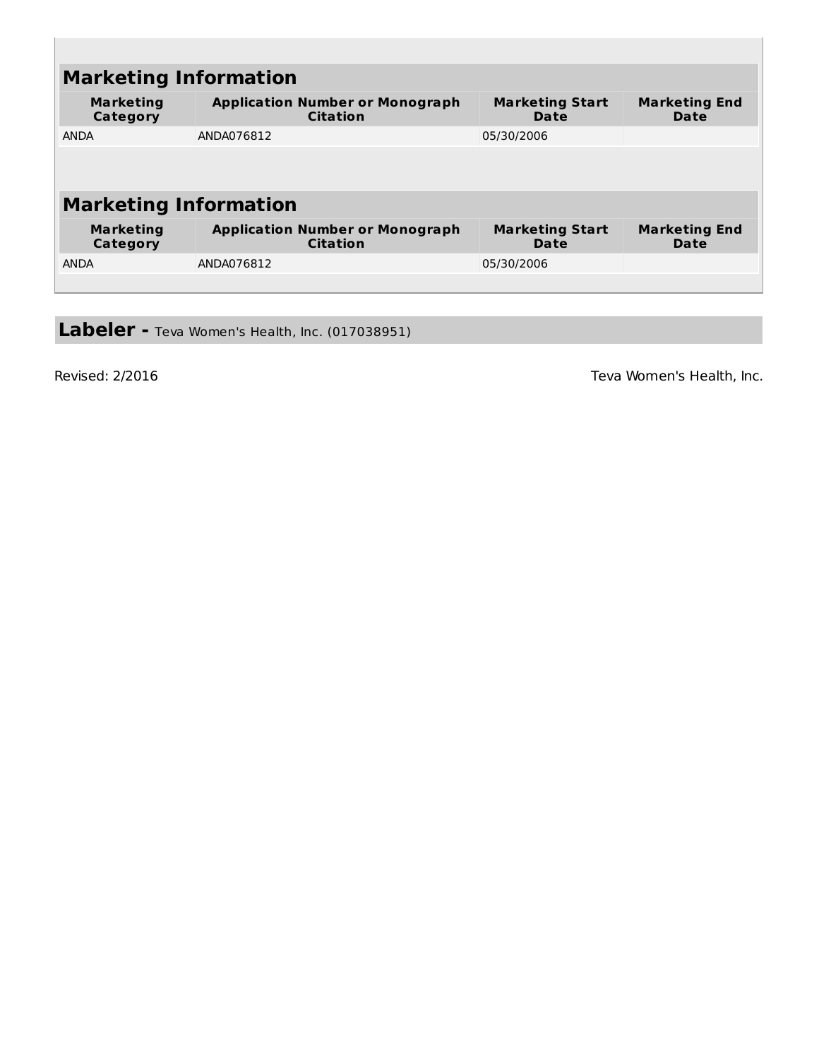## Marketing Information

| Marketing Category | Application Number or Monograph Citation | Marketing Start Date | Marketing End Date |
| --- | --- | --- | --- |
| ANDA | ANDA076812 | 05/30/2006 | |

## Marketing Information

| Marketing Category | Application Number or Monograph Citation | Marketing Start Date | Marketing End Date |
| --- | --- | --- | --- |
| ANDA | ANDA076812 | 05/30/2006 | |

## Labeler - Teva Women's Health, Inc. (017038951)

Revised: 2/2016

Teva Women's Health, Inc.